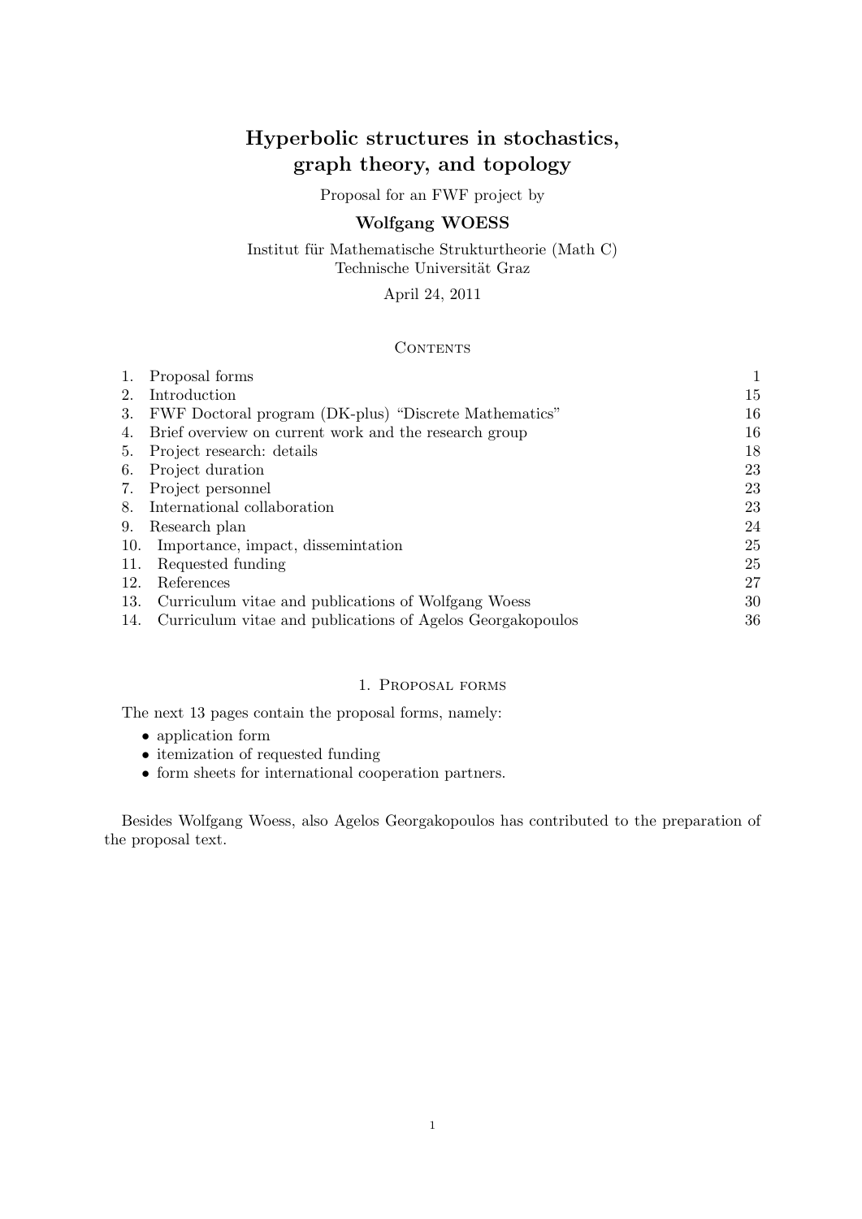# Hyperbolic structures in stochastics, graph theory, and topology

Proposal for an FWF project by

**Wolfgang WOESS**

Institut für Mathematische Strukturtheorie (Math C)
Technische Universität Graz

April 24, 2011

## Contents

| | | |
|---|---|---|
| 1. | Proposal forms | 1 |
| 2. | Introduction | 15 |
| 3. | FWF Doctoral program (DK-plus) "Discrete Mathematics" | 16 |
| 4. | Brief overview on current work and the research group | 16 |
| 5. | Project research: details | 18 |
| 6. | Project duration | 23 |
| 7. | Project personnel | 23 |
| 8. | International collaboration | 23 |
| 9. | Research plan | 24 |
| 10. | Importance, impact, dissemintation | 25 |
| 11. | Requested funding | 25 |
| 12. | References | 27 |
| 13. | Curriculum vitae and publications of Wolfgang Woess | 30 |
| 14. | Curriculum vitae and publications of Agelos Georgakopoulos | 36 |

## 1. Proposal forms

The next 13 pages contain the proposal forms, namely:

- application form
- itemization of requested funding
- form sheets for international cooperation partners.

Besides Wolfgang Woess, also Agelos Georgakopoulos has contributed to the preparation of the proposal text.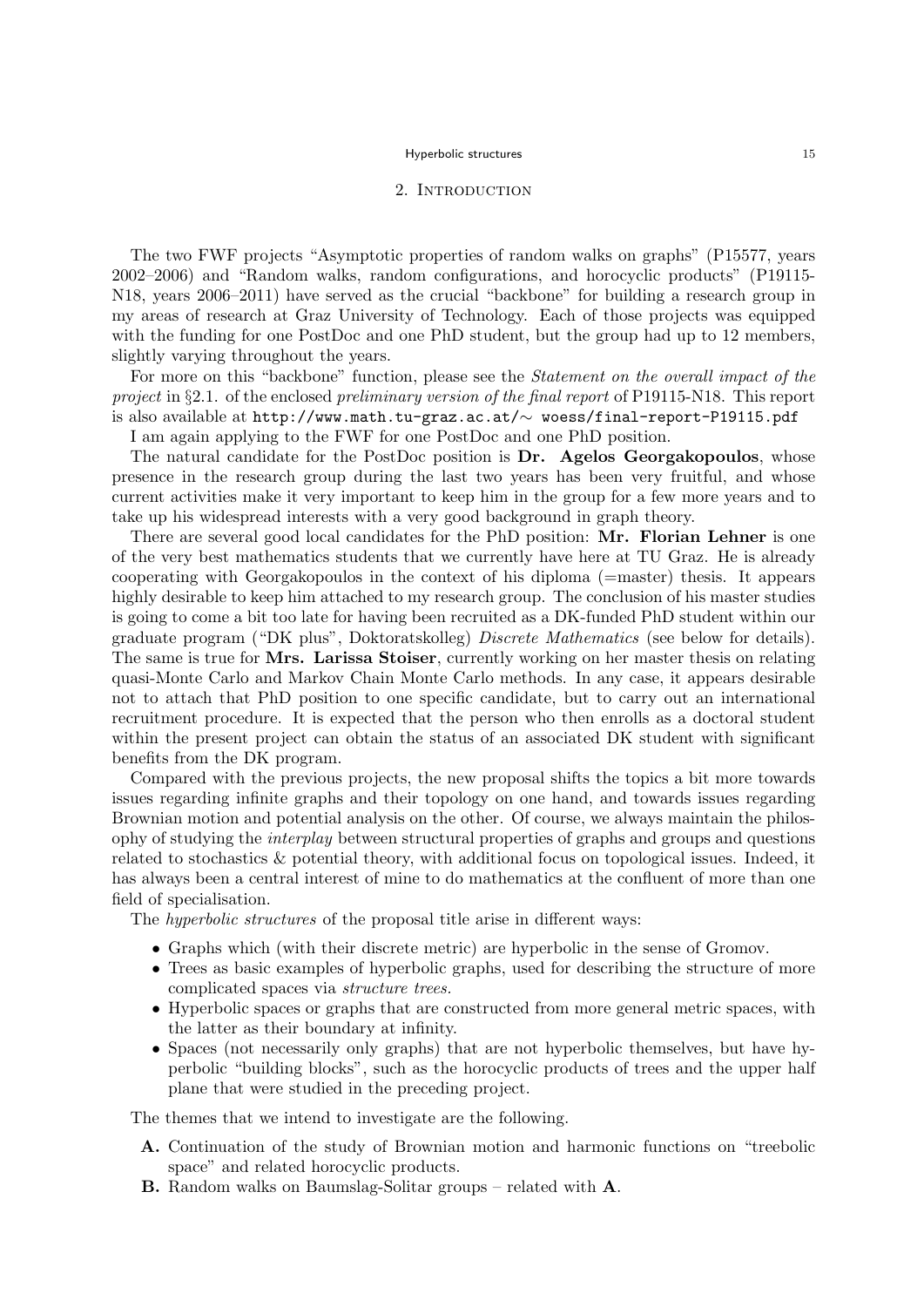## 2. Introduction

The two FWF projects "Asymptotic properties of random walks on graphs" (P15577, years 2002–2006) and "Random walks, random configurations, and horocyclic products" (P19115-N18, years 2006–2011) have served as the crucial "backbone" for building a research group in my areas of research at Graz University of Technology. Each of those projects was equipped with the funding for one PostDoc and one PhD student, but the group had up to 12 members, slightly varying throughout the years.

For more on this "backbone" function, please see the *Statement on the overall impact of the project* in §2.1. of the enclosed *preliminary version of the final report* of P19115-N18. This report is also available at `http://www.math.tu-graz.ac.at/∼ woess/final-report-P19115.pdf`

I am again applying to the FWF for one PostDoc and one PhD position.

The natural candidate for the PostDoc position is **Dr. Agelos Georgakopoulos**, whose presence in the research group during the last two years has been very fruitful, and whose current activities make it very important to keep him in the group for a few more years and to take up his widespread interests with a very good background in graph theory.

There are several good local candidates for the PhD position: **Mr. Florian Lehner** is one of the very best mathematics students that we currently have here at TU Graz. He is already cooperating with Georgakopoulos in the context of his diploma (=master) thesis. It appears highly desirable to keep him attached to my research group. The conclusion of his master studies is going to come a bit too late for having been recruited as a DK-funded PhD student within our graduate program ("DK plus", Doktoratskolleg) *Discrete Mathematics* (see below for details). The same is true for **Mrs. Larissa Stoiser**, currently working on her master thesis on relating quasi-Monte Carlo and Markov Chain Monte Carlo methods. In any case, it appears desirable not to attach that PhD position to one specific candidate, but to carry out an international recruitment procedure. It is expected that the person who then enrolls as a doctoral student within the present project can obtain the status of an associated DK student with significant benefits from the DK program.

Compared with the previous projects, the new proposal shifts the topics a bit more towards issues regarding infinite graphs and their topology on one hand, and towards issues regarding Brownian motion and potential analysis on the other. Of course, we always maintain the philosophy of studying the *interplay* between structural properties of graphs and groups and questions related to stochastics & potential theory, with additional focus on topological issues. Indeed, it has always been a central interest of mine to do mathematics at the confluent of more than one field of specialisation.

The *hyperbolic structures* of the proposal title arise in different ways:

- Graphs which (with their discrete metric) are hyperbolic in the sense of Gromov.
- Trees as basic examples of hyperbolic graphs, used for describing the structure of more complicated spaces via *structure trees*.
- Hyperbolic spaces or graphs that are constructed from more general metric spaces, with the latter as their boundary at infinity.
- Spaces (not necessarily only graphs) that are not hyperbolic themselves, but have hyperbolic "building blocks", such as the horocyclic products of trees and the upper half plane that were studied in the preceding project.

The themes that we intend to investigate are the following.

- **A.** Continuation of the study of Brownian motion and harmonic functions on "treebolic space" and related horocyclic products.
- **B.** Random walks on Baumslag-Solitar groups – related with **A**.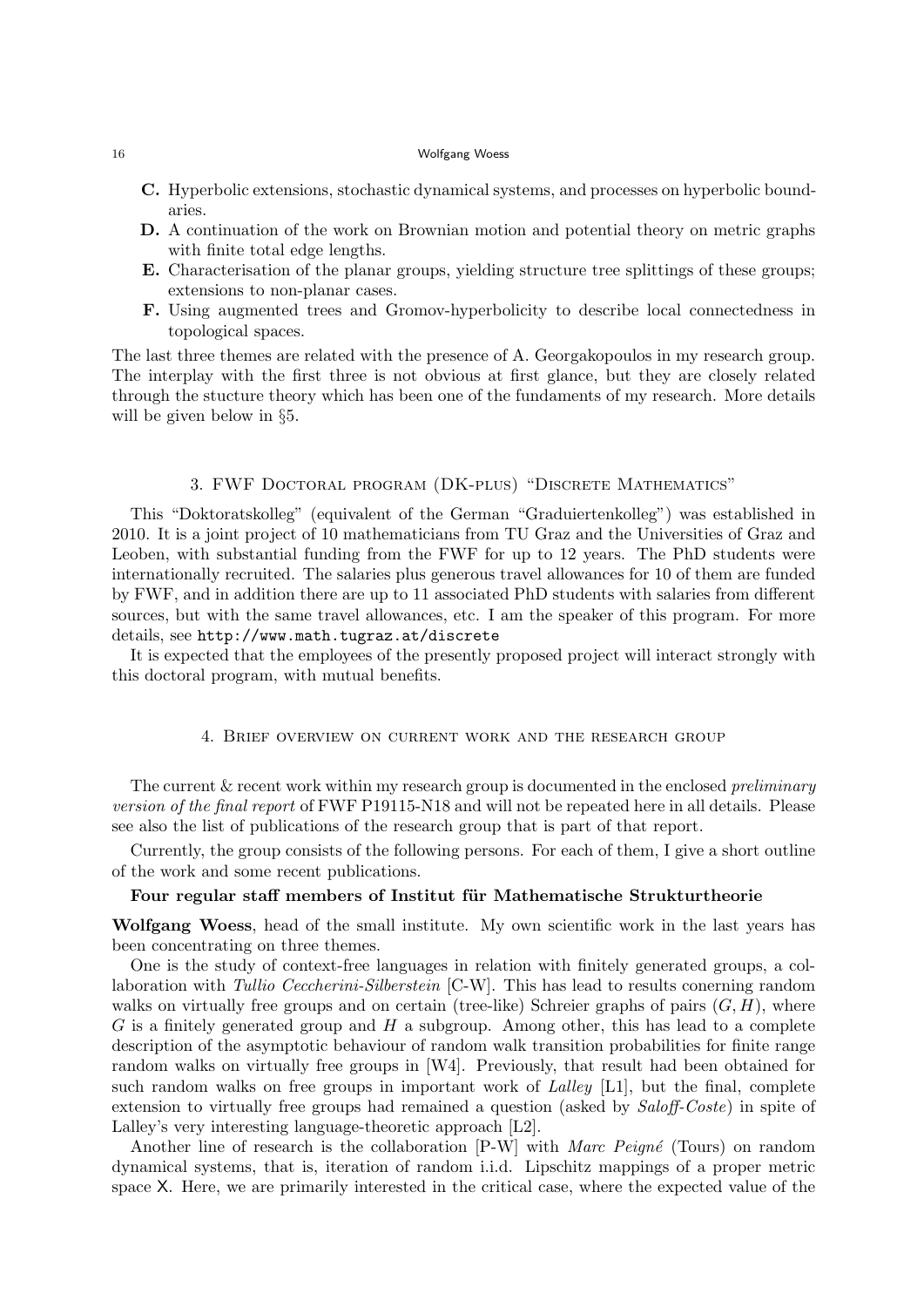**C.** Hyperbolic extensions, stochastic dynamical systems, and processes on hyperbolic boundaries.

**D.** A continuation of the work on Brownian motion and potential theory on metric graphs with finite total edge lengths.

**E.** Characterisation of the planar groups, yielding structure tree splittings of these groups; extensions to non-planar cases.

**F.** Using augmented trees and Gromov-hyperbolicity to describe local connectedness in topological spaces.

The last three themes are related with the presence of A. Georgakopoulos in my research group. The interplay with the first three is not obvious at first glance, but they are closely related through the stucture theory which has been one of the fundaments of my research. More details will be given below in §5.

## 3. FWF Doctoral program (DK-plus) "Discrete Mathematics"

This "Doktoratskolleg" (equivalent of the German "Graduiertenkolleg") was established in 2010. It is a joint project of 10 mathematicians from TU Graz and the Universities of Graz and Leoben, with substantial funding from the FWF for up to 12 years. The PhD students were internationally recruited. The salaries plus generous travel allowances for 10 of them are funded by FWF, and in addition there are up to 11 associated PhD students with salaries from different sources, but with the same travel allowances, etc. I am the speaker of this program. For more details, see `http://www.math.tugraz.at/discrete`

It is expected that the employees of the presently proposed project will interact strongly with this doctoral program, with mutual benefits.

## 4. Brief overview on current work and the research group

The current & recent work within my research group is documented in the enclosed *preliminary version of the final report* of FWF P19115-N18 and will not be repeated here in all details. Please see also the list of publications of the research group that is part of that report.

Currently, the group consists of the following persons. For each of them, I give a short outline of the work and some recent publications.

**Four regular staff members of Institut für Mathematische Strukturtheorie**

**Wolfgang Woess**, head of the small institute. My own scientific work in the last years has been concentrating on three themes.

One is the study of context-free languages in relation with finitely generated groups, a collaboration with *Tullio Ceccherini-Silberstein* [C-W]. This has lead to results conerning random walks on virtually free groups and on certain (tree-like) Schreier graphs of pairs $(G, H)$, where $G$ is a finitely generated group and $H$ a subgroup. Among other, this has lead to a complete description of the asymptotic behaviour of random walk transition probabilities for finite range random walks on virtually free groups in [W4]. Previously, that result had been obtained for such random walks on free groups in important work of *Lalley* [L1], but the final, complete extension to virtually free groups had remained a question (asked by *Saloff-Coste*) in spite of Lalley's very interesting language-theoretic approach [L2].

Another line of research is the collaboration [P-W] with *Marc Peigné* (Tours) on random dynamical systems, that is, iteration of random i.i.d. Lipschitz mappings of a proper metric space $\mathsf{X}$. Here, we are primarily interested in the critical case, where the expected value of the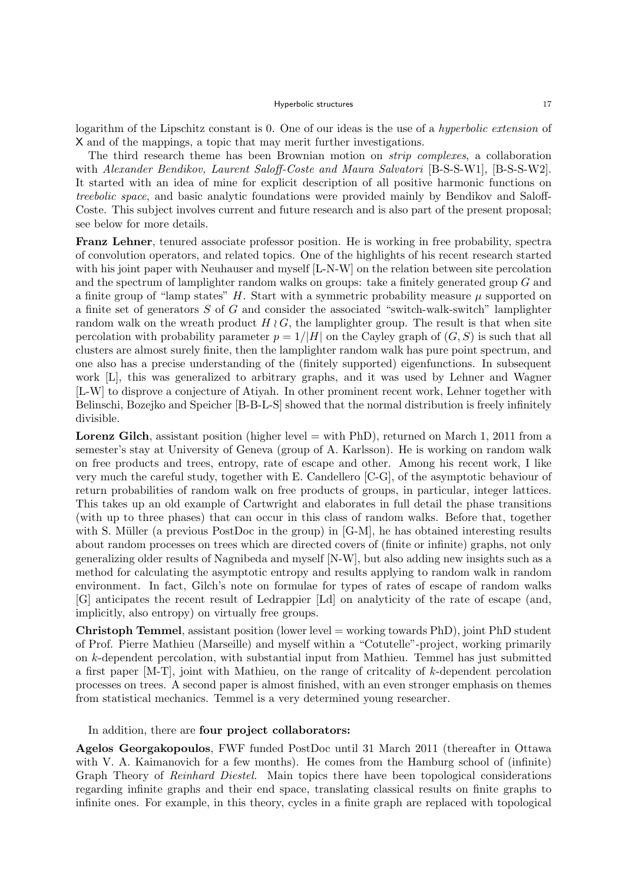logarithm of the Lipschitz constant is 0. One of our ideas is the use of a *hyperbolic extension* of X and of the mappings, a topic that may merit further investigations.

The third research theme has been Brownian motion on *strip complexes*, a collaboration with *Alexander Bendikov, Laurent Saloff-Coste and Maura Salvatori* [B-S-S-W1], [B-S-S-W2]. It started with an idea of mine for explicit description of all positive harmonic functions on *treebolic space*, and basic analytic foundations were provided mainly by Bendikov and Saloff-Coste. This subject involves current and future research and is also part of the present proposal; see below for more details.

**Franz Lehner**, tenured associate professor position. He is working in free probability, spectra of convolution operators, and related topics. One of the highlights of his recent research started with his joint paper with Neuhauser and myself [L-N-W] on the relation between site percolation and the spectrum of lamplighter random walks on groups: take a finitely generated group $G$ and a finite group of "lamp states" $H$. Start with a symmetric probability measure $\mu$ supported on a finite set of generators $S$ of $G$ and consider the associated "switch-walk-switch" lamplighter random walk on the wreath product $H \wr G$, the lamplighter group. The result is that when site percolation with probability parameter $p = 1/|H|$ on the Cayley graph of $(G, S)$ is such that all clusters are almost surely finite, then the lamplighter random walk has pure point spectrum, and one also has a precise understanding of the (finitely supported) eigenfunctions. In subsequent work [L], this was generalized to arbitrary graphs, and it was used by Lehner and Wagner [L-W] to disprove a conjecture of Atiyah. In other prominent recent work, Lehner together with Belinschi, Bozejko and Speicher [B-B-L-S] showed that the normal distribution is freely infinitely divisible.

**Lorenz Gilch**, assistant position (higher level = with PhD), returned on March 1, 2011 from a semester's stay at University of Geneva (group of A. Karlsson). He is working on random walk on free products and trees, entropy, rate of escape and other. Among his recent work, I like very much the careful study, together with E. Candellero [C-G], of the asymptotic behaviour of return probabilities of random walk on free products of groups, in particular, integer lattices. This takes up an old example of Cartwright and elaborates in full detail the phase transitions (with up to three phases) that can occur in this class of random walks. Before that, together with S. Müller (a previous PostDoc in the group) in [G-M], he has obtained interesting results about random processes on trees which are directed covers of (finite or infinite) graphs, not only generalizing older results of Nagnibeda and myself [N-W], but also adding new insights such as a method for calculating the asymptotic entropy and results applying to random walk in random environment. In fact, Gilch's note on formulae for types of rates of escape of random walks [G] anticipates the recent result of Ledrappier [Ld] on analyticity of the rate of escape (and, implicitly, also entropy) on virtually free groups.

**Christoph Temmel**, assistant position (lower level = working towards PhD), joint PhD student of Prof. Pierre Mathieu (Marseille) and myself within a "Cotutelle"-project, working primarily on $k$-dependent percolation, with substantial input from Mathieu. Temmel has just submitted a first paper [M-T], joint with Mathieu, on the range of critcality of $k$-dependent percolation processes on trees. A second paper is almost finished, with an even stronger emphasis on themes from statistical mechanics. Temmel is a very determined young researcher.

In addition, there are **four project collaborators:**

**Agelos Georgakopoulos**, FWF funded PostDoc until 31 March 2011 (thereafter in Ottawa with V. A. Kaimanovich for a few months). He comes from the Hamburg school of (infinite) Graph Theory of *Reinhard Diestel*. Main topics there have been topological considerations regarding infinite graphs and their end space, translating classical results on finite graphs to infinite ones. For example, in this theory, cycles in a finite graph are replaced with topological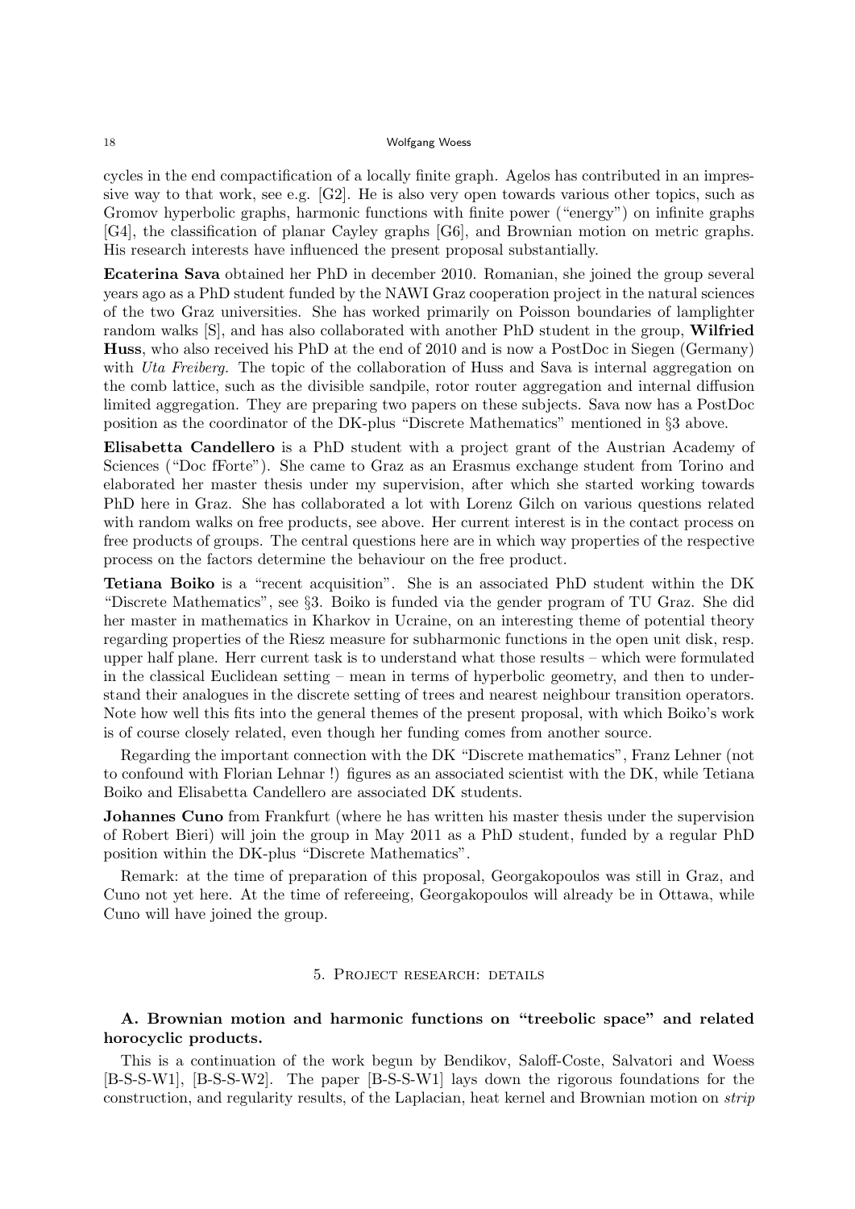cycles in the end compactification of a locally finite graph. Agelos has contributed in an impressive way to that work, see e.g. [G2]. He is also very open towards various other topics, such as Gromov hyperbolic graphs, harmonic functions with finite power ("energy") on infinite graphs [G4], the classification of planar Cayley graphs [G6], and Brownian motion on metric graphs. His research interests have influenced the present proposal substantially.

**Ecaterina Sava** obtained her PhD in december 2010. Romanian, she joined the group several years ago as a PhD student funded by the NAWI Graz cooperation project in the natural sciences of the two Graz universities. She has worked primarily on Poisson boundaries of lamplighter random walks [S], and has also collaborated with another PhD student in the group, **Wilfried Huss**, who also received his PhD at the end of 2010 and is now a PostDoc in Siegen (Germany) with *Uta Freiberg.* The topic of the collaboration of Huss and Sava is internal aggregation on the comb lattice, such as the divisible sandpile, rotor router aggregation and internal diffusion limited aggregation. They are preparing two papers on these subjects. Sava now has a PostDoc position as the coordinator of the DK-plus "Discrete Mathematics" mentioned in §3 above.

**Elisabetta Candellero** is a PhD student with a project grant of the Austrian Academy of Sciences ("Doc fForte"). She came to Graz as an Erasmus exchange student from Torino and elaborated her master thesis under my supervision, after which she started working towards PhD here in Graz. She has collaborated a lot with Lorenz Gilch on various questions related with random walks on free products, see above. Her current interest is in the contact process on free products of groups. The central questions here are in which way properties of the respective process on the factors determine the behaviour on the free product.

**Tetiana Boiko** is a "recent acquisition". She is an associated PhD student within the DK "Discrete Mathematics", see §3. Boiko is funded via the gender program of TU Graz. She did her master in mathematics in Kharkov in Ucraine, on an interesting theme of potential theory regarding properties of the Riesz measure for subharmonic functions in the open unit disk, resp. upper half plane. Herr current task is to understand what those results – which were formulated in the classical Euclidean setting – mean in terms of hyperbolic geometry, and then to understand their analogues in the discrete setting of trees and nearest neighbour transition operators. Note how well this fits into the general themes of the present proposal, with which Boiko's work is of course closely related, even though her funding comes from another source.

Regarding the important connection with the DK "Discrete mathematics", Franz Lehner (not to confound with Florian Lehnar !) figures as an associated scientist with the DK, while Tetiana Boiko and Elisabetta Candellero are associated DK students.

**Johannes Cuno** from Frankfurt (where he has written his master thesis under the supervision of Robert Bieri) will join the group in May 2011 as a PhD student, funded by a regular PhD position within the DK-plus "Discrete Mathematics".

Remark: at the time of preparation of this proposal, Georgakopoulos was still in Graz, and Cuno not yet here. At the time of refereeing, Georgakopoulos will already be in Ottawa, while Cuno will have joined the group.

## 5. Project research: details

### A. Brownian motion and harmonic functions on "treebolic space" and related horocyclic products.

This is a continuation of the work begun by Bendikov, Saloff-Coste, Salvatori and Woess [B-S-S-W1], [B-S-S-W2]. The paper [B-S-S-W1] lays down the rigorous foundations for the construction, and regularity results, of the Laplacian, heat kernel and Brownian motion on *strip*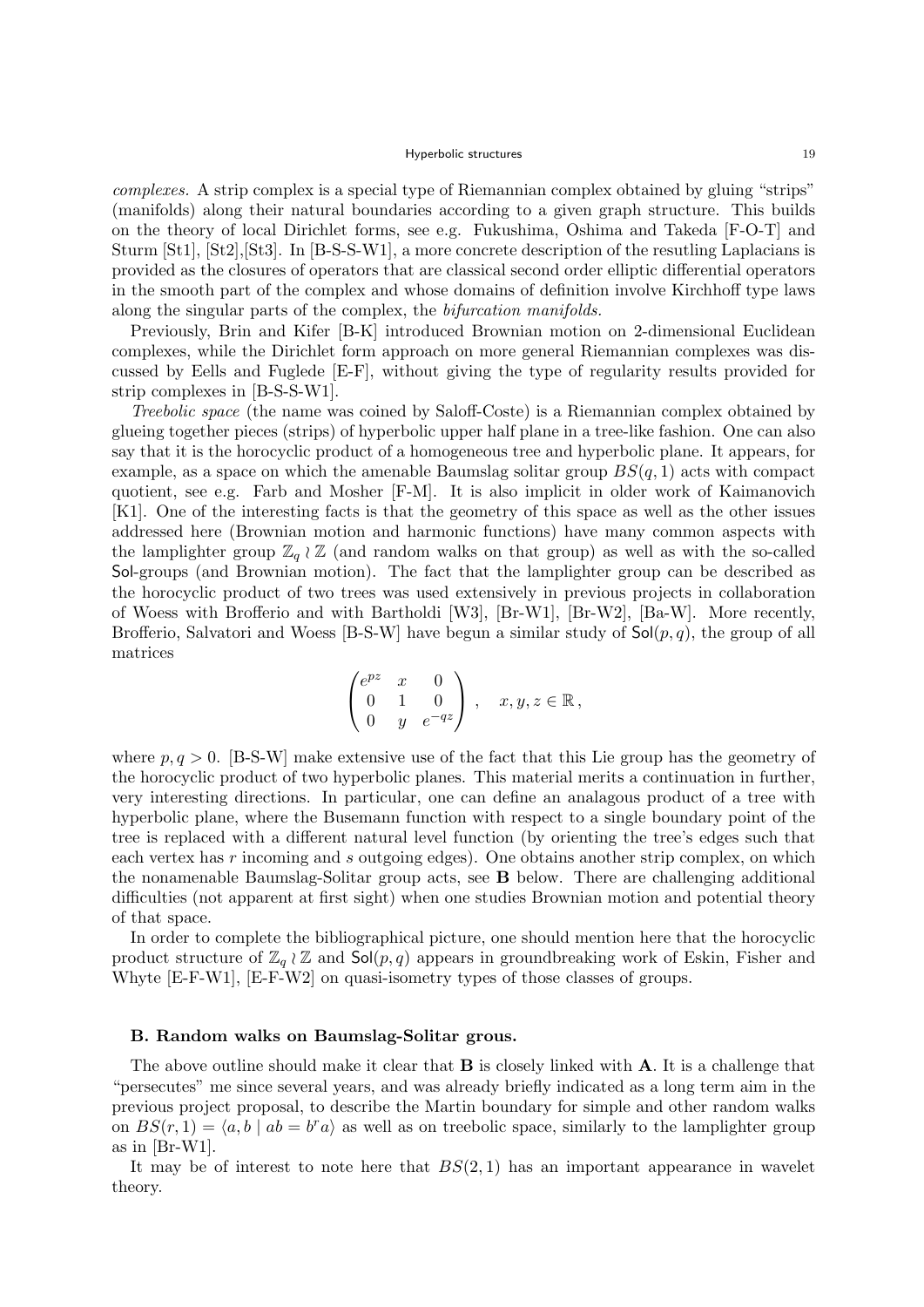*complexes.* A strip complex is a special type of Riemannian complex obtained by gluing "strips" (manifolds) along their natural boundaries according to a given graph structure. This builds on the theory of local Dirichlet forms, see e.g. Fukushima, Oshima and Takeda [F-O-T] and Sturm [St1], [St2],[St3]. In [B-S-S-W1], a more concrete description of the resutling Laplacians is provided as the closures of operators that are classical second order elliptic differential operators in the smooth part of the complex and whose domains of definition involve Kirchhoff type laws along the singular parts of the complex, the *bifurcation manifolds.*

Previously, Brin and Kifer [B-K] introduced Brownian motion on 2-dimensional Euclidean complexes, while the Dirichlet form approach on more general Riemannian complexes was discussed by Eells and Fuglede [E-F], without giving the type of regularity results provided for strip complexes in [B-S-S-W1].

*Treebolic space* (the name was coined by Saloff-Coste) is a Riemannian complex obtained by glueing together pieces (strips) of hyperbolic upper half plane in a tree-like fashion. One can also say that it is the horocyclic product of a homogeneous tree and hyperbolic plane. It appears, for example, as a space on which the amenable Baumslag solitar group $BS(q,1)$ acts with compact quotient, see e.g. Farb and Mosher [F-M]. It is also implicit in older work of Kaimanovich [K1]. One of the interesting facts is that the geometry of this space as well as the other issues addressed here (Brownian motion and harmonic functions) have many common aspects with the lamplighter group $\mathbb{Z}_q \wr \mathbb{Z}$ (and random walks on that group) as well as with the so-called $\mathsf{Sol}$-groups (and Brownian motion). The fact that the lamplighter group can be described as the horocyclic product of two trees was used extensively in previous projects in collaboration of Woess with Brofferio and with Bartholdi [W3], [Br-W1], [Br-W2], [Ba-W]. More recently, Brofferio, Salvatori and Woess [B-S-W] have begun a similar study of $\mathsf{Sol}(p,q)$, the group of all matrices

$$\begin{pmatrix} e^{pz} & x & 0 \\ 0 & 1 & 0 \\ 0 & y & e^{-qz} \end{pmatrix}, \quad x,y,z \in \mathbb{R},$$

where $p,q > 0$. [B-S-W] make extensive use of the fact that this Lie group has the geometry of the horocyclic product of two hyperbolic planes. This material merits a continuation in further, very interesting directions. In particular, one can define an analagous product of a tree with hyperbolic plane, where the Busemann function with respect to a single boundary point of the tree is replaced with a different natural level function (by orienting the tree's edges such that each vertex has $r$ incoming and $s$ outgoing edges). One obtains another strip complex, on which the nonamenable Baumslag-Solitar group acts, see **B** below. There are challenging additional difficulties (not apparent at first sight) when one studies Brownian motion and potential theory of that space.

In order to complete the bibliographical picture, one should mention here that the horocyclic product structure of $\mathbb{Z}_q \wr \mathbb{Z}$ and $\mathsf{Sol}(p,q)$ appears in groundbreaking work of Eskin, Fisher and Whyte [E-F-W1], [E-F-W2] on quasi-isometry types of those classes of groups.

### B. Random walks on Baumslag-Solitar grous.

The above outline should make it clear that **B** is closely linked with **A**. It is a challenge that "persecutes" me since several years, and was already briefly indicated as a long term aim in the previous project proposal, to describe the Martin boundary for simple and other random walks on $BS(r,1) = \langle a, b \mid ab = b^r a \rangle$ as well as on treebolic space, similarly to the lamplighter group as in [Br-W1].

It may be of interest to note here that $BS(2,1)$ has an important appearance in wavelet theory.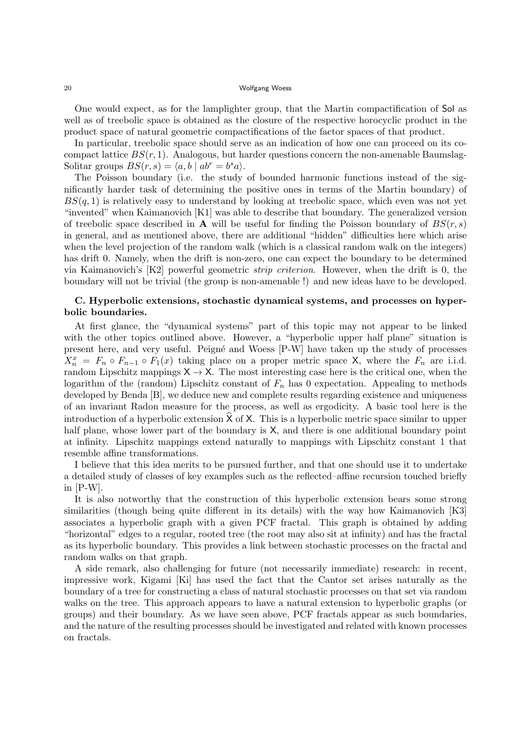One would expect, as for the lamplighter group, that the Martin compactification of Sol as well as of treebolic space is obtained as the closure of the respective horocyclic product in the product space of natural geometric compactifications of the factor spaces of that product.

In particular, treebolic space should serve as an indication of how one can proceed on its co-compact lattice $BS(r,1)$. Analogous, but harder questions concern the non-amenable Baumslag-Solitar groups $BS(r,s) = \langle a, b \mid ab^r = b^s a \rangle$.

The Poisson boundary (i.e. the study of bounded harmonic functions instead of the significantly harder task of determining the positive ones in terms of the Martin boundary) of $BS(q,1)$ is relatively easy to understand by looking at treebolic space, which even was not yet "invented" when Kaimanovich [K1] was able to describe that boundary. The generalized version of treebolic space described in **A** will be useful for finding the Poisson boundary of $BS(r,s)$ in general, and as mentioned above, there are additional "hidden" difficulties here which arise when the level projection of the random walk (which is a classical random walk on the integers) has drift 0. Namely, when the drift is non-zero, one can expect the boundary to be determined via Kaimanovich's [K2] powerful geometric *strip criterion*. However, when the drift is 0, the boundary will not be trivial (the group is non-amenable !) and new ideas have to be developed.

### C. Hyperbolic extensions, stochastic dynamical systems, and processes on hyperbolic boundaries.

At first glance, the "dynamical systems" part of this topic may not appear to be linked with the other topics outlined above. However, a "hyperbolic upper half plane" situation is present here, and very useful. Peigné and Woess [P-W] have taken up the study of processes $X_n^x = F_n \circ F_{n-1} \circ F_1(x)$ taking place on a proper metric space $\mathsf{X}$, where the $F_n$ are i.i.d. random Lipschitz mappings $\mathsf{X} \to \mathsf{X}$. The most interesting case here is the critical one, when the logarithm of the (random) Lipschitz constant of $F_n$ has 0 expectation. Appealing to methods developed by Benda [B], we deduce new and complete results regarding existence and uniqueness of an invariant Radon measure for the process, as well as ergodicity. A basic tool here is the introduction of a hyperbolic extension $\widehat{\mathsf{X}}$ of $\mathsf{X}$. This is a hyperbolic metric space similar to upper half plane, whose lower part of the boundary is $\mathsf{X}$, and there is one additional boundary point at infinity. Lipschitz mappings extend naturally to mappings with Lipschitz constant 1 that resemble affine transformations.

I believe that this idea merits to be pursued further, and that one should use it to undertake a detailed study of classes of key examples such as the reflected–affine recursion touched briefly in [P-W].

It is also notworthy that the construction of this hyperbolic extension bears some strong similarities (though being quite different in its details) with the way how Kaimanovich [K3] associates a hyperbolic graph with a given PCF fractal. This graph is obtained by adding "horizontal" edges to a regular, rooted tree (the root may also sit at infinity) and has the fractal as its hyperbolic boundary. This provides a link between stochastic processes on the fractal and random walks on that graph.

A side remark, also challenging for future (not necessarily immediate) research: in recent, impressive work, Kigami [Ki] has used the fact that the Cantor set arises naturally as the boundary of a tree for constructing a class of natural stochastic processes on that set via random walks on the tree. This approach appears to have a natural extension to hyperbolic graphs (or groups) and their boundary. As we have seen above, PCF fractals appear as such boundaries, and the nature of the resulting processes should be investigated and related with known processes on fractals.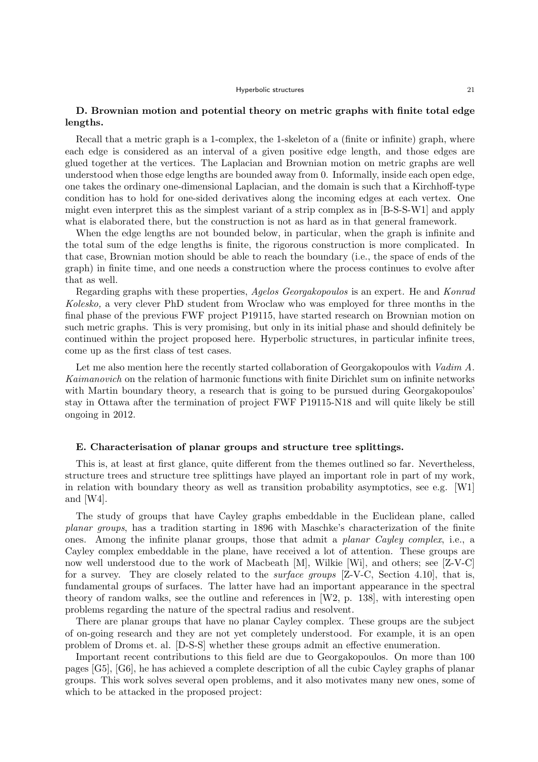### D. Brownian motion and potential theory on metric graphs with finite total edge lengths.

Recall that a metric graph is a 1-complex, the 1-skeleton of a (finite or infinite) graph, where each edge is considered as an interval of a given positive edge length, and those edges are glued together at the vertices. The Laplacian and Brownian motion on metric graphs are well understood when those edge lengths are bounded away from 0. Informally, inside each open edge, one takes the ordinary one-dimensional Laplacian, and the domain is such that a Kirchhoff-type condition has to hold for one-sided derivatives along the incoming edges at each vertex. One might even interpret this as the simplest variant of a strip complex as in [B-S-S-W1] and apply what is elaborated there, but the construction is not as hard as in that general framework.

When the edge lengths are not bounded below, in particular, when the graph is infinite and the total sum of the edge lengths is finite, the rigorous construction is more complicated. In that case, Brownian motion should be able to reach the boundary (i.e., the space of ends of the graph) in finite time, and one needs a construction where the process continues to evolve after that as well.

Regarding graphs with these properties, *Agelos Georgakopoulos* is an expert. He and *Konrad Kolesko,* a very clever PhD student from Wroclaw who was employed for three months in the final phase of the previous FWF project P19115, have started research on Brownian motion on such metric graphs. This is very promising, but only in its initial phase and should definitely be continued within the project proposed here. Hyperbolic structures, in particular infinite trees, come up as the first class of test cases.

Let me also mention here the recently started collaboration of Georgakopoulos with *Vadim A. Kaimanovich* on the relation of harmonic functions with finite Dirichlet sum on infinite networks with Martin boundary theory, a research that is going to be pursued during Georgakopoulos' stay in Ottawa after the termination of project FWF P19115-N18 and will quite likely be still ongoing in 2012.

### E. Characterisation of planar groups and structure tree splittings.

This is, at least at first glance, quite different from the themes outlined so far. Nevertheless, structure trees and structure tree splittings have played an important role in part of my work, in relation with boundary theory as well as transition probability asymptotics, see e.g. [W1] and [W4].

The study of groups that have Cayley graphs embeddable in the Euclidean plane, called *planar groups*, has a tradition starting in 1896 with Maschke's characterization of the finite ones. Among the infinite planar groups, those that admit a *planar Cayley complex*, i.e., a Cayley complex embeddable in the plane, have received a lot of attention. These groups are now well understood due to the work of Macbeath [M], Wilkie [Wi], and others; see [Z-V-C] for a survey. They are closely related to the *surface groups* [Z-V-C, Section 4.10], that is, fundamental groups of surfaces. The latter have had an important appearance in the spectral theory of random walks, see the outline and references in [W2, p. 138], with interesting open problems regarding the nature of the spectral radius and resolvent.

There are planar groups that have no planar Cayley complex. These groups are the subject of on-going research and they are not yet completely understood. For example, it is an open problem of Droms et. al. [D-S-S] whether these groups admit an effective enumeration.

Important recent contributions to this field are due to Georgakopoulos. On more than 100 pages [G5], [G6], he has achieved a complete description of all the cubic Cayley graphs of planar groups. This work solves several open problems, and it also motivates many new ones, some of which to be attacked in the proposed project: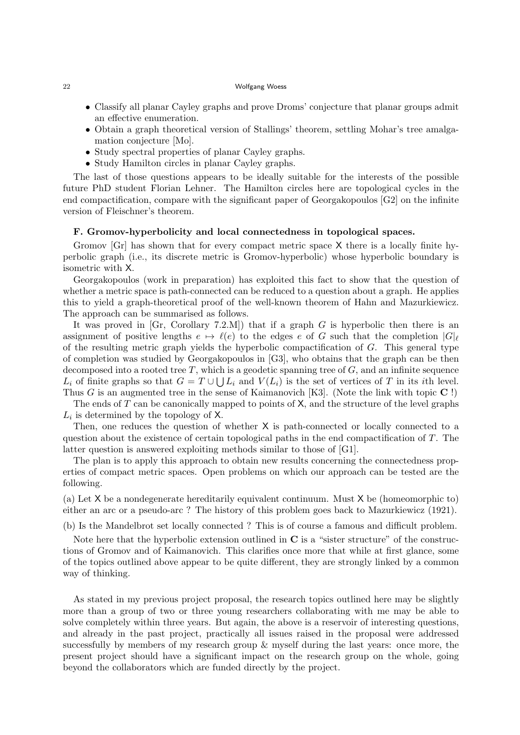- Classify all planar Cayley graphs and prove Droms' conjecture that planar groups admit an effective enumeration.
- Obtain a graph theoretical version of Stallings' theorem, settling Mohar's tree amalgamation conjecture [Mo].
- Study spectral properties of planar Cayley graphs.
- Study Hamilton circles in planar Cayley graphs.

The last of those questions appears to be ideally suitable for the interests of the possible future PhD student Florian Lehner. The Hamilton circles here are topological cycles in the end compactification, compare with the significant paper of Georgakopoulos [G2] on the infinite version of Fleischner's theorem.

**F. Gromov-hyperbolicity and local connectedness in topological spaces.**

Gromov [Gr] has shown that for every compact metric space $\mathsf{X}$ there is a locally finite hyperbolic graph (i.e., its discrete metric is Gromov-hyperbolic) whose hyperbolic boundary is isometric with $\mathsf{X}$.

Georgakopoulos (work in preparation) has exploited this fact to show that the question of whether a metric space is path-connected can be reduced to a question about a graph. He applies this to yield a graph-theoretical proof of the well-known theorem of Hahn and Mazurkiewicz. The approach can be summarised as follows.

It was proved in [Gr, Corollary 7.2.M]) that if a graph $G$ is hyperbolic then there is an assignment of positive lengths $e \mapsto \ell(e)$ to the edges $e$ of $G$ such that the completion $|G|_\ell$ of the resulting metric graph yields the hyperbolic compactification of $G$. This general type of completion was studied by Georgakopoulos in [G3], who obtains that the graph can be then decomposed into a rooted tree $T$, which is a geodetic spanning tree of $G$, and an infinite sequence $L_i$ of finite graphs so that $G = T \cup \bigcup L_i$ and $V(L_i)$ is the set of vertices of $T$ in its $i$th level. Thus $G$ is an augmented tree in the sense of Kaimanovich [K3]. (Note the link with topic **C** !)

The ends of $T$ can be canonically mapped to points of $\mathsf{X}$, and the structure of the level graphs $L_i$ is determined by the topology of $\mathsf{X}$.

Then, one reduces the question of whether $\mathsf{X}$ is path-connected or locally connected to a question about the existence of certain topological paths in the end compactification of $T$. The latter question is answered exploiting methods similar to those of [G1].

The plan is to apply this approach to obtain new results concerning the connectedness properties of compact metric spaces. Open problems on which our approach can be tested are the following.

(a) Let $\mathsf{X}$ be a nondegenerate hereditarily equivalent continuum. Must $\mathsf{X}$ be (homeomorphic to) either an arc or a pseudo-arc ? The history of this problem goes back to Mazurkiewicz (1921).

(b) Is the Mandelbrot set locally connected ? This is of course a famous and difficult problem.

Note here that the hyperbolic extension outlined in **C** is a "sister structure" of the constructions of Gromov and of Kaimanovich. This clarifies once more that while at first glance, some of the topics outlined above appear to be quite different, they are strongly linked by a common way of thinking.

As stated in my previous project proposal, the research topics outlined here may be slightly more than a group of two or three young researchers collaborating with me may be able to solve completely within three years. But again, the above is a reservoir of interesting questions, and already in the past project, practically all issues raised in the proposal were addressed successfully by members of my research group & myself during the last years: once more, the present project should have a significant impact on the research group on the whole, going beyond the collaborators which are funded directly by the project.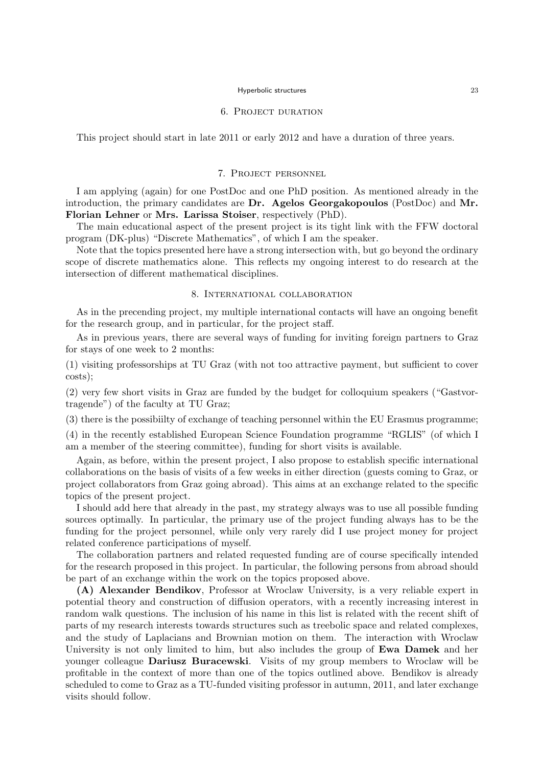## 6. Project duration

This project should start in late 2011 or early 2012 and have a duration of three years.

## 7. Project personnel

I am applying (again) for one PostDoc and one PhD position. As mentioned already in the introduction, the primary candidates are **Dr. Agelos Georgakopoulos** (PostDoc) and **Mr. Florian Lehner** or **Mrs. Larissa Stoiser**, respectively (PhD).

The main educational aspect of the present project is its tight link with the FFW doctoral program (DK-plus) "Discrete Mathematics", of which I am the speaker.

Note that the topics presented here have a strong intersection with, but go beyond the ordinary scope of discrete mathematics alone. This reflects my ongoing interest to do research at the intersection of different mathematical disciplines.

## 8. International collaboration

As in the precending project, my multiple international contacts will have an ongoing benefit for the research group, and in particular, for the project staff.

As in previous years, there are several ways of funding for inviting foreign partners to Graz for stays of one week to 2 months:

(1) visiting professorships at TU Graz (with not too attractive payment, but sufficient to cover costs);

(2) very few short visits in Graz are funded by the budget for colloquium speakers ("Gastvortragende") of the faculty at TU Graz;

(3) there is the possibiilty of exchange of teaching personnel within the EU Erasmus programme;

(4) in the recently established European Science Foundation programme "RGLIS" (of which I am a member of the steering committee), funding for short visits is available.

Again, as before, within the present project, I also propose to establish specific international collaborations on the basis of visits of a few weeks in either direction (guests coming to Graz, or project collaborators from Graz going abroad). This aims at an exchange related to the specific topics of the present project.

I should add here that already in the past, my strategy always was to use all possible funding sources optimally. In particular, the primary use of the project funding always has to be the funding for the project personnel, while only very rarely did I use project money for project related conference participations of myself.

The collaboration partners and related requested funding are of course specifically intended for the research proposed in this project. In particular, the following persons from abroad should be part of an exchange within the work on the topics proposed above.

**(A) Alexander Bendikov**, Professor at Wroclaw University, is a very reliable expert in potential theory and construction of diffusion operators, with a recently increasing interest in random walk questions. The inclusion of his name in this list is related with the recent shift of parts of my research interests towards structures such as treebolic space and related complexes, and the study of Laplacians and Brownian motion on them. The interaction with Wroclaw University is not only limited to him, but also includes the group of **Ewa Damek** and her younger colleague **Dariusz Buracewski**. Visits of my group members to Wroclaw will be profitable in the context of more than one of the topics outlined above. Bendikov is already scheduled to come to Graz as a TU-funded visiting professor in autumn, 2011, and later exchange visits should follow.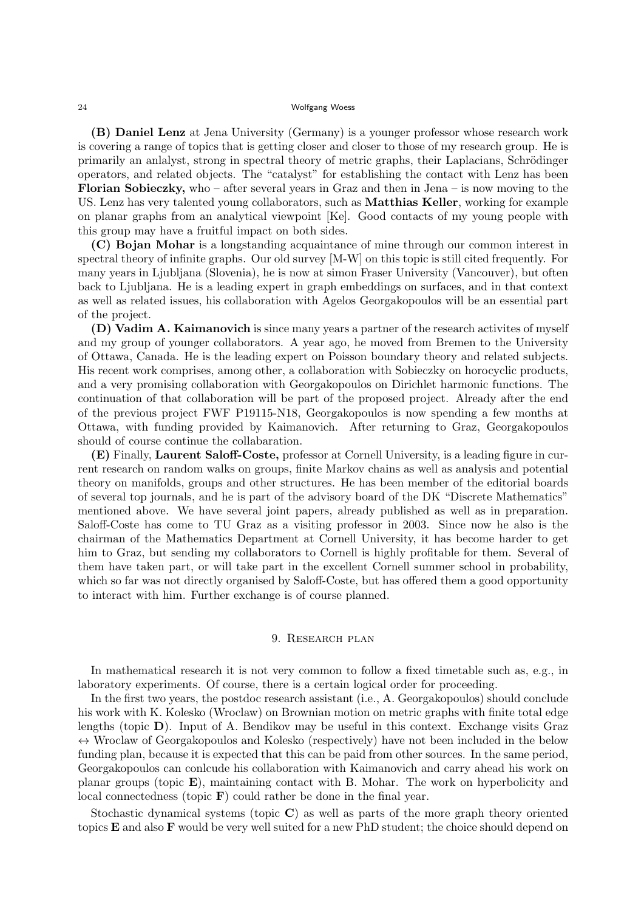**(B) Daniel Lenz** at Jena University (Germany) is a younger professor whose research work is covering a range of topics that is getting closer and closer to those of my research group. He is primarily an anlalyst, strong in spectral theory of metric graphs, their Laplacians, Schrödinger operators, and related objects. The "catalyst" for establishing the contact with Lenz has been **Florian Sobieczky,** who – after several years in Graz and then in Jena – is now moving to the US. Lenz has very talented young collaborators, such as **Matthias Keller**, working for example on planar graphs from an analytical viewpoint [Ke]. Good contacts of my young people with this group may have a fruitful impact on both sides.

**(C) Bojan Mohar** is a longstanding acquaintance of mine through our common interest in spectral theory of infinite graphs. Our old survey [M-W] on this topic is still cited frequently. For many years in Ljubljana (Slovenia), he is now at simon Fraser University (Vancouver), but often back to Ljubljana. He is a leading expert in graph embeddings on surfaces, and in that context as well as related issues, his collaboration with Agelos Georgakopoulos will be an essential part of the project.

**(D) Vadim A. Kaimanovich** is since many years a partner of the research activites of myself and my group of younger collaborators. A year ago, he moved from Bremen to the University of Ottawa, Canada. He is the leading expert on Poisson boundary theory and related subjects. His recent work comprises, among other, a collaboration with Sobieczky on horocyclic products, and a very promising collaboration with Georgakopoulos on Dirichlet harmonic functions. The continuation of that collaboration will be part of the proposed project. Already after the end of the previous project FWF P19115-N18, Georgakopoulos is now spending a few months at Ottawa, with funding provided by Kaimanovich. After returning to Graz, Georgakopoulos should of course continue the collabaration.

**(E)** Finally, **Laurent Saloff-Coste,** professor at Cornell University, is a leading figure in current research on random walks on groups, finite Markov chains as well as analysis and potential theory on manifolds, groups and other structures. He has been member of the editorial boards of several top journals, and he is part of the advisory board of the DK "Discrete Mathematics" mentioned above. We have several joint papers, already published as well as in preparation. Saloff-Coste has come to TU Graz as a visiting professor in 2003. Since now he also is the chairman of the Mathematics Department at Cornell University, it has become harder to get him to Graz, but sending my collaborators to Cornell is highly profitable for them. Several of them have taken part, or will take part in the excellent Cornell summer school in probability, which so far was not directly organised by Saloff-Coste, but has offered them a good opportunity to interact with him. Further exchange is of course planned.

## 9. Research plan

In mathematical research it is not very common to follow a fixed timetable such as, e.g., in laboratory experiments. Of course, there is a certain logical order for proceeding.

In the first two years, the postdoc research assistant (i.e., A. Georgakopoulos) should conclude his work with K. Kolesko (Wroclaw) on Brownian motion on metric graphs with finite total edge lengths (topic **D**). Input of A. Bendikov may be useful in this context. Exchange visits Graz $\leftrightarrow$ Wroclaw of Georgakopoulos and Kolesko (respectively) have not been included in the below funding plan, because it is expected that this can be paid from other sources. In the same period, Georgakopoulos can conlcude his collaboration with Kaimanovich and carry ahead his work on planar groups (topic **E**), maintaining contact with B. Mohar. The work on hyperbolicity and local connectedness (topic **F**) could rather be done in the final year.

Stochastic dynamical systems (topic **C**) as well as parts of the more graph theory oriented topics **E** and also **F** would be very well suited for a new PhD student; the choice should depend on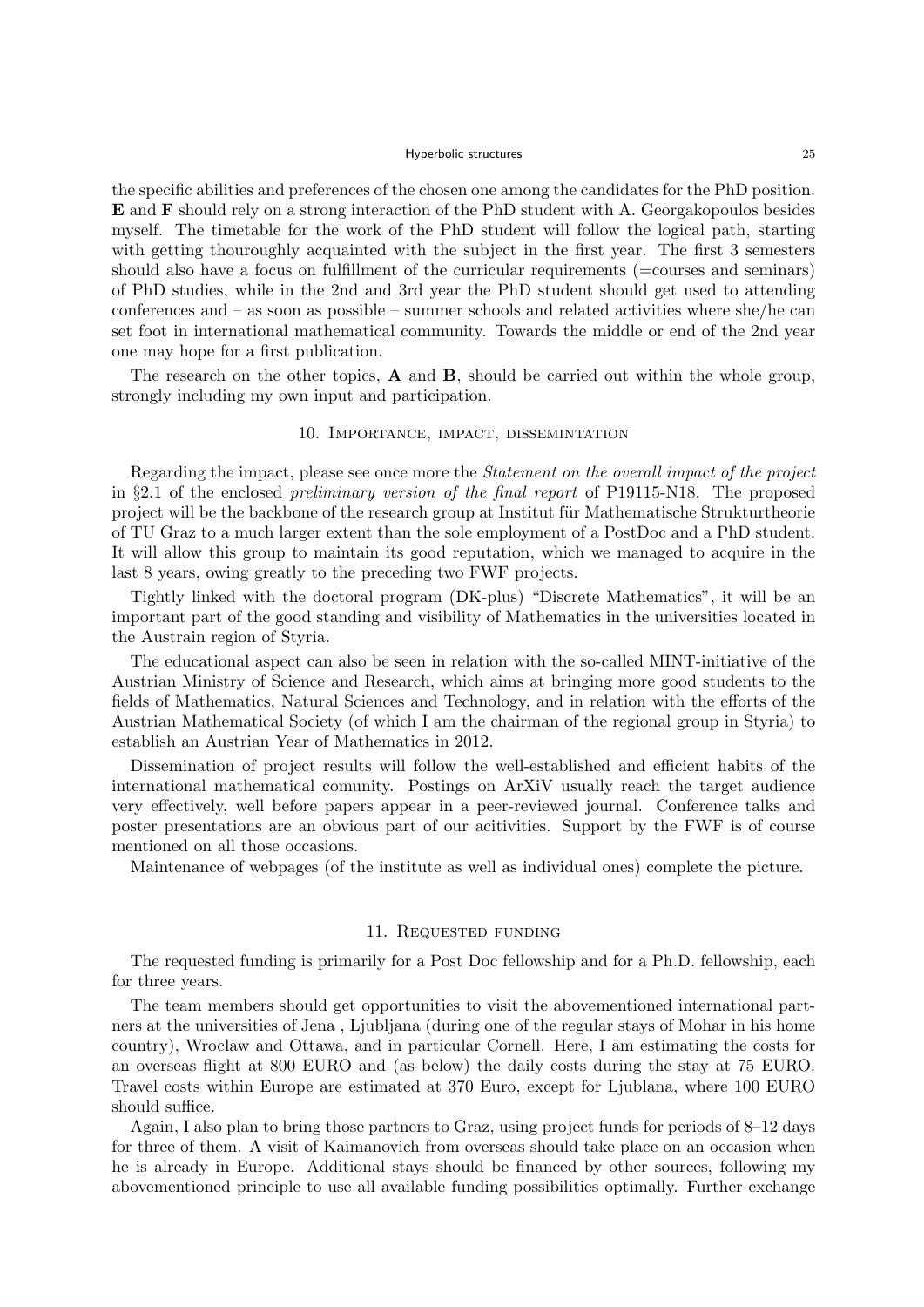the specific abilities and preferences of the chosen one among the candidates for the PhD position. **E** and **F** should rely on a strong interaction of the PhD student with A. Georgakopoulos besides myself. The timetable for the work of the PhD student will follow the logical path, starting with getting thouroughly acquainted with the subject in the first year. The first 3 semesters should also have a focus on fulfillment of the curricular requirements (=courses and seminars) of PhD studies, while in the 2nd and 3rd year the PhD student should get used to attending conferences and – as soon as possible – summer schools and related activities where she/he can set foot in international mathematical community. Towards the middle or end of the 2nd year one may hope for a first publication.

The research on the other topics, **A** and **B**, should be carried out within the whole group, strongly including my own input and participation.

## 10. Importance, impact, dissemintation

Regarding the impact, please see once more the *Statement on the overall impact of the project* in §2.1 of the enclosed *preliminary version of the final report* of P19115-N18. The proposed project will be the backbone of the research group at Institut für Mathematische Strukturtheorie of TU Graz to a much larger extent than the sole employment of a PostDoc and a PhD student. It will allow this group to maintain its good reputation, which we managed to acquire in the last 8 years, owing greatly to the preceding two FWF projects.

Tightly linked with the doctoral program (DK-plus) "Discrete Mathematics", it will be an important part of the good standing and visibility of Mathematics in the universities located in the Austrain region of Styria.

The educational aspect can also be seen in relation with the so-called MINT-initiative of the Austrian Ministry of Science and Research, which aims at bringing more good students to the fields of Mathematics, Natural Sciences and Technology, and in relation with the efforts of the Austrian Mathematical Society (of which I am the chairman of the regional group in Styria) to establish an Austrian Year of Mathematics in 2012.

Dissemination of project results will follow the well-established and efficient habits of the international mathematical comunity. Postings on ArXiV usually reach the target audience very effectively, well before papers appear in a peer-reviewed journal. Conference talks and poster presentations are an obvious part of our acitivities. Support by the FWF is of course mentioned on all those occasions.

Maintenance of webpages (of the institute as well as individual ones) complete the picture.

## 11. Requested funding

The requested funding is primarily for a Post Doc fellowship and for a Ph.D. fellowship, each for three years.

The team members should get opportunities to visit the abovementioned international partners at the universities of Jena , Ljubljana (during one of the regular stays of Mohar in his home country), Wroclaw and Ottawa, and in particular Cornell. Here, I am estimating the costs for an overseas flight at 800 EURO and (as below) the daily costs during the stay at 75 EURO. Travel costs within Europe are estimated at 370 Euro, except for Ljublana, where 100 EURO should suffice.

Again, I also plan to bring those partners to Graz, using project funds for periods of 8–12 days for three of them. A visit of Kaimanovich from overseas should take place on an occasion when he is already in Europe. Additional stays should be financed by other sources, following my abovementioned principle to use all available funding possibilities optimally. Further exchange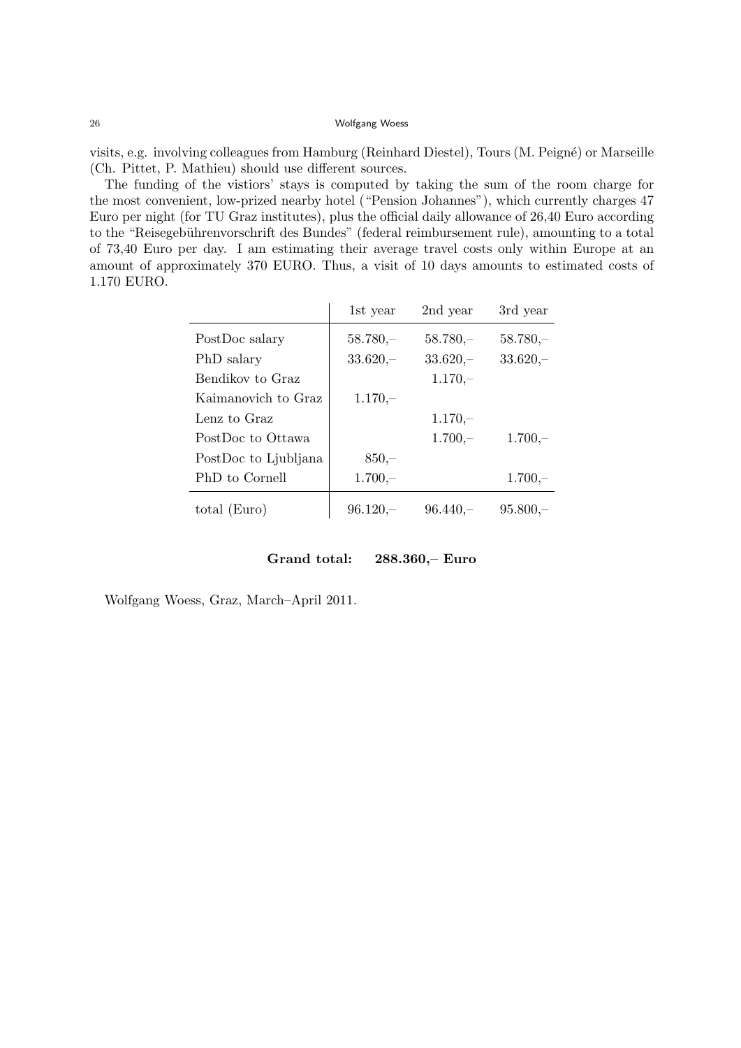visits, e.g. involving colleagues from Hamburg (Reinhard Diestel), Tours (M. Peigné) or Marseille (Ch. Pittet, P. Mathieu) should use different sources.

The funding of the vistiors' stays is computed by taking the sum of the room charge for the most convenient, low-prized nearby hotel ("Pension Johannes"), which currently charges 47 Euro per night (for TU Graz institutes), plus the official daily allowance of 26,40 Euro according to the "Reisegebührenvorschrift des Bundes" (federal reimbursement rule), amounting to a total of 73,40 Euro per day. I am estimating their average travel costs only within Europe at an amount of approximately 370 EURO. Thus, a visit of 10 days amounts to estimated costs of 1.170 EURO.

| | 1st year | 2nd year | 3rd year |
|---|---|---|---|
| PostDoc salary | 58.780,– | 58.780,– | 58.780,– |
| PhD salary | 33.620,– | 33.620,– | 33.620,– |
| Bendikov to Graz | | 1.170,– | |
| Kaimanovich to Graz | 1.170,– | | |
| Lenz to Graz | | 1.170,– | |
| PostDoc to Ottawa | | 1.700,– | 1.700,– |
| PostDoc to Ljubljana | 850,– | | |
| PhD to Cornell | 1.700,– | | 1.700,– |
| total (Euro) | 96.120,– | 96.440,– | 95.800,– |

**Grand total: 288.360,– Euro**

Wolfgang Woess, Graz, March–April 2011.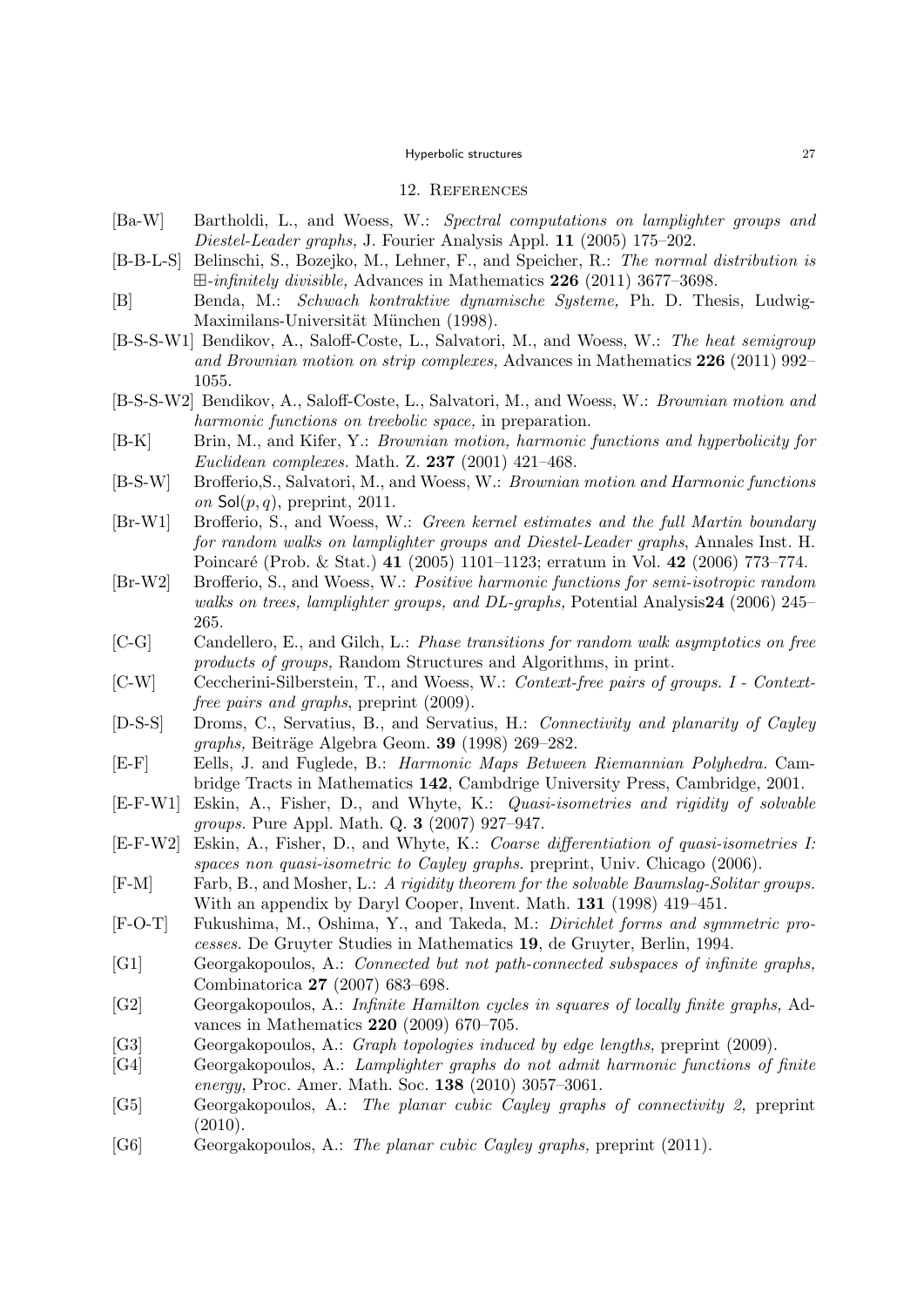## 12. References

[Ba-W] Bartholdi, L., and Woess, W.: *Spectral computations on lamplighter groups and Diestel-Leader graphs,* J. Fourier Analysis Appl. **11** (2005) 175–202.

[B-B-L-S] Belinschi, S., Bozejko, M., Lehner, F., and Speicher, R.: *The normal distribution is $\boxplus$-infinitely divisible,* Advances in Mathematics **226** (2011) 3677–3698.

[B] Benda, M.: *Schwach kontraktive dynamische Systeme,* Ph. D. Thesis, Ludwig-Maximilans-Universität München (1998).

[B-S-S-W1] Bendikov, A., Saloff-Coste, L., Salvatori, M., and Woess, W.: *The heat semigroup and Brownian motion on strip complexes,* Advances in Mathematics **226** (2011) 992–1055.

[B-S-S-W2] Bendikov, A., Saloff-Coste, L., Salvatori, M., and Woess, W.: *Brownian motion and harmonic functions on treebolic space,* in preparation.

[B-K] Brin, M., and Kifer, Y.: *Brownian motion, harmonic functions and hyperbolicity for Euclidean complexes.* Math. Z. **237** (2001) 421–468.

[B-S-W] Brofferio,S., Salvatori, M., and Woess, W.: *Brownian motion and Harmonic functions on* $\mathsf{Sol}(p,q)$, preprint, 2011.

[Br-W1] Brofferio, S., and Woess, W.: *Green kernel estimates and the full Martin boundary for random walks on lamplighter groups and Diestel-Leader graphs*, Annales Inst. H. Poincaré (Prob. & Stat.) **41** (2005) 1101–1123; erratum in Vol. **42** (2006) 773–774.

[Br-W2] Brofferio, S., and Woess, W.: *Positive harmonic functions for semi-isotropic random walks on trees, lamplighter groups, and DL-graphs,* Potential Analysis**24** (2006) 245–265.

[C-G] Candellero, E., and Gilch, L.: *Phase transitions for random walk asymptotics on free products of groups,* Random Structures and Algorithms, in print.

[C-W] Ceccherini-Silberstein, T., and Woess, W.: *Context-free pairs of groups. I - Context-free pairs and graphs*, preprint (2009).

[D-S-S] Droms, C., Servatius, B., and Servatius, H.: *Connectivity and planarity of Cayley graphs,* Beiträge Algebra Geom. **39** (1998) 269–282.

[E-F] Eells, J. and Fuglede, B.: *Harmonic Maps Between Riemannian Polyhedra.* Cambridge Tracts in Mathematics **142**, Cambdrige University Press, Cambridge, 2001.

[E-F-W1] Eskin, A., Fisher, D., and Whyte, K.: *Quasi-isometries and rigidity of solvable groups.* Pure Appl. Math. Q. **3** (2007) 927–947.

[E-F-W2] Eskin, A., Fisher, D., and Whyte, K.: *Coarse differentiation of quasi-isometries I: spaces non quasi-isometric to Cayley graphs.* preprint, Univ. Chicago (2006).

[F-M] Farb, B., and Mosher, L.: *A rigidity theorem for the solvable Baumslag-Solitar groups.* With an appendix by Daryl Cooper, Invent. Math. **131** (1998) 419–451.

[F-O-T] Fukushima, M., Oshima, Y., and Takeda, M.: *Dirichlet forms and symmetric processes.* De Gruyter Studies in Mathematics **19**, de Gruyter, Berlin, 1994.

[G1] Georgakopoulos, A.: *Connected but not path-connected subspaces of infinite graphs,* Combinatorica **27** (2007) 683–698.

[G2] Georgakopoulos, A.: *Infinite Hamilton cycles in squares of locally finite graphs,* Advances in Mathematics **220** (2009) 670–705.

[G3] Georgakopoulos, A.: *Graph topologies induced by edge lengths,* preprint (2009).

[G4] Georgakopoulos, A.: *Lamplighter graphs do not admit harmonic functions of finite energy,* Proc. Amer. Math. Soc. **138** (2010) 3057–3061.

[G5] Georgakopoulos, A.: *The planar cubic Cayley graphs of connectivity 2,* preprint (2010).

[G6] Georgakopoulos, A.: *The planar cubic Cayley graphs,* preprint (2011).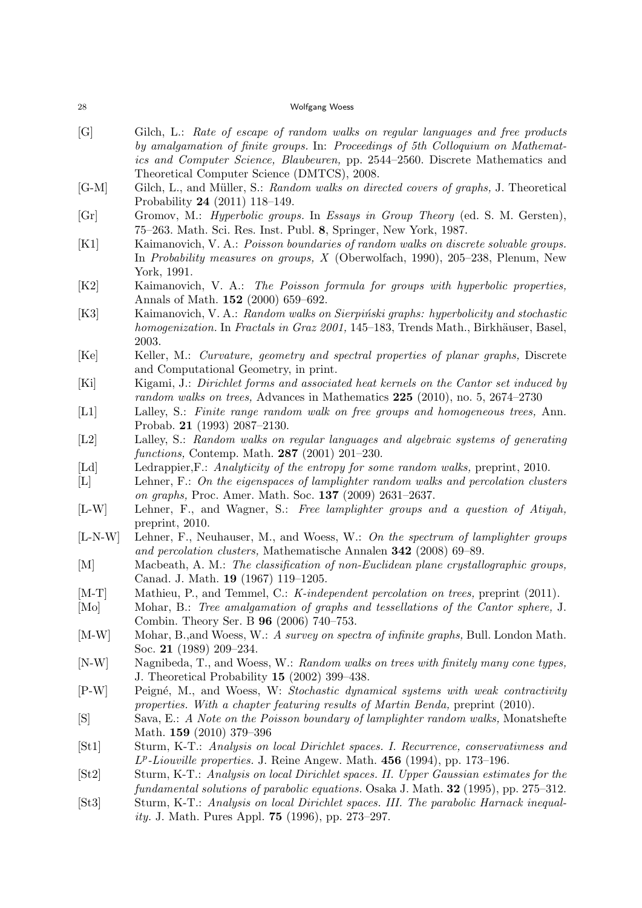[G] Gilch, L.: *Rate of escape of random walks on regular languages and free products by amalgamation of finite groups.* In: *Proceedings of 5th Colloquium on Mathematics and Computer Science, Blaubeuren,* pp. 2544–2560. Discrete Mathematics and Theoretical Computer Science (DMTCS), 2008.

[G-M] Gilch, L., and Müller, S.: *Random walks on directed covers of graphs,* J. Theoretical Probability **24** (2011) 118–149.

[Gr] Gromov, M.: *Hyperbolic groups.* In *Essays in Group Theory* (ed. S. M. Gersten), 75–263. Math. Sci. Res. Inst. Publ. **8**, Springer, New York, 1987.

[K1] Kaimanovich, V. A.: *Poisson boundaries of random walks on discrete solvable groups.* In *Probability measures on groups, X* (Oberwolfach, 1990), 205–238, Plenum, New York, 1991.

[K2] Kaimanovich, V. A.: *The Poisson formula for groups with hyperbolic properties,* Annals of Math. **152** (2000) 659–692.

[K3] Kaimanovich, V. A.: *Random walks on Sierpiński graphs: hyperbolicity and stochastic homogenization.* In *Fractals in Graz 2001,* 145–183, Trends Math., Birkhäuser, Basel, 2003.

[Ke] Keller, M.: *Curvature, geometry and spectral properties of planar graphs,* Discrete and Computational Geometry, in print.

[Ki] Kigami, J.: *Dirichlet forms and associated heat kernels on the Cantor set induced by random walks on trees,* Advances in Mathematics **225** (2010), no. 5, 2674–2730

[L1] Lalley, S.: *Finite range random walk on free groups and homogeneous trees,* Ann. Probab. **21** (1993) 2087–2130.

[L2] Lalley, S.: *Random walks on regular languages and algebraic systems of generating functions,* Contemp. Math. **287** (2001) 201–230.

[Ld] Ledrappier,F.: *Analyticity of the entropy for some random walks,* preprint, 2010.

[L] Lehner, F.: *On the eigenspaces of lamplighter random walks and percolation clusters on graphs,* Proc. Amer. Math. Soc. **137** (2009) 2631–2637.

[L-W] Lehner, F., and Wagner, S.: *Free lamplighter groups and a question of Atiyah,* preprint, 2010.

[L-N-W] Lehner, F., Neuhauser, M., and Woess, W.: *On the spectrum of lamplighter groups and percolation clusters,* Mathematische Annalen **342** (2008) 69–89.

[M] Macbeath, A. M.: *The classification of non-Euclidean plane crystallographic groups,* Canad. J. Math. **19** (1967) 119–1205.

[M-T] Mathieu, P., and Temmel, C.: *K-independent percolation on trees,* preprint (2011).

[Mo] Mohar, B.: *Tree amalgamation of graphs and tessellations of the Cantor sphere,* J. Combin. Theory Ser. B **96** (2006) 740–753.

[M-W] Mohar, B.,and Woess, W.: *A survey on spectra of infinite graphs,* Bull. London Math. Soc. **21** (1989) 209–234.

[N-W] Nagnibeda, T., and Woess, W.: *Random walks on trees with finitely many cone types,* J. Theoretical Probability **15** (2002) 399–438.

[P-W] Peigné, M., and Woess, W: *Stochastic dynamical systems with weak contractivity properties. With a chapter featuring results of Martin Benda,* preprint (2010).

[S] Sava, E.: *A Note on the Poisson boundary of lamplighter random walks,* Monatshefte Math. **159** (2010) 379–396

[St1] Sturm, K-T.: *Analysis on local Dirichlet spaces. I. Recurrence, conservativness and $L^p$-Liouville properties.* J. Reine Angew. Math. **456** (1994), pp. 173–196.

[St2] Sturm, K-T.: *Analysis on local Dirichlet spaces. II. Upper Gaussian estimates for the fundamental solutions of parabolic equations.* Osaka J. Math. **32** (1995), pp. 275–312.

[St3] Sturm, K-T.: *Analysis on local Dirichlet spaces. III. The parabolic Harnack inequality.* J. Math. Pures Appl. **75** (1996), pp. 273–297.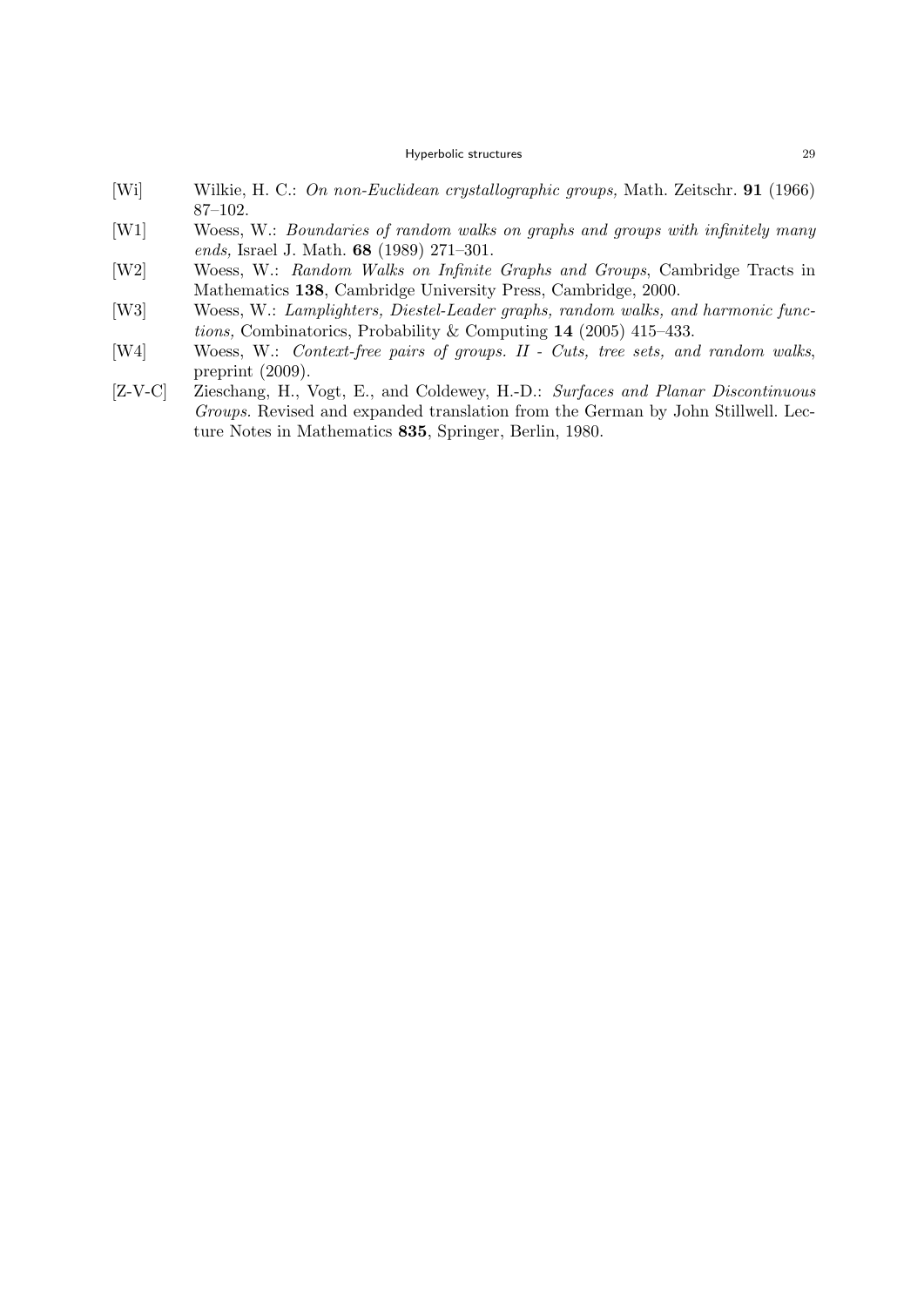[Wi] Wilkie, H. C.: *On non-Euclidean crystallographic groups,* Math. Zeitschr. **91** (1966) 87–102.

[W1] Woess, W.: *Boundaries of random walks on graphs and groups with infinitely many ends,* Israel J. Math. **68** (1989) 271–301.

[W2] Woess, W.: *Random Walks on Infinite Graphs and Groups*, Cambridge Tracts in Mathematics **138**, Cambridge University Press, Cambridge, 2000.

[W3] Woess, W.: *Lamplighters, Diestel-Leader graphs, random walks, and harmonic functions,* Combinatorics, Probability & Computing **14** (2005) 415–433.

[W4] Woess, W.: *Context-free pairs of groups. II - Cuts, tree sets, and random walks*, preprint (2009).

[Z-V-C] Zieschang, H., Vogt, E., and Coldewey, H.-D.: *Surfaces and Planar Discontinuous Groups.* Revised and expanded translation from the German by John Stillwell. Lecture Notes in Mathematics **835**, Springer, Berlin, 1980.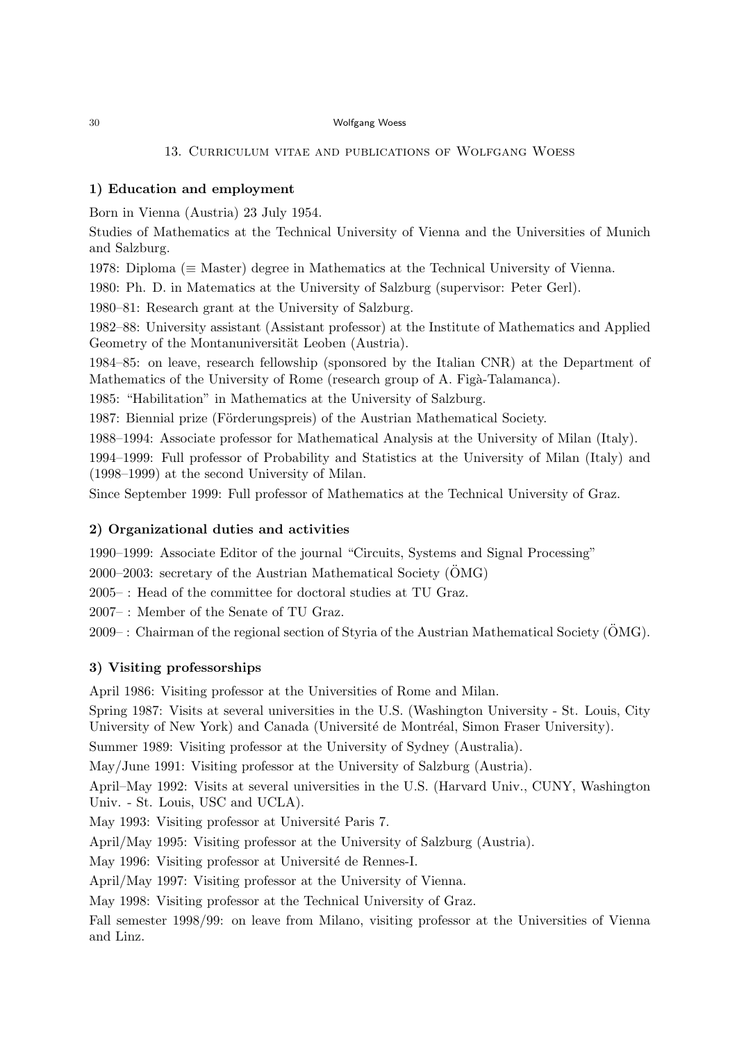## 13. Curriculum vitae and publications of Wolfgang Woess

### 1) Education and employment

Born in Vienna (Austria) 23 July 1954.

Studies of Mathematics at the Technical University of Vienna and the Universities of Munich and Salzburg.

1978: Diploma (≡ Master) degree in Mathematics at the Technical University of Vienna.

1980: Ph. D. in Matematics at the University of Salzburg (supervisor: Peter Gerl).

1980–81: Research grant at the University of Salzburg.

1982–88: University assistant (Assistant professor) at the Institute of Mathematics and Applied Geometry of the Montanuniversität Leoben (Austria).

1984–85: on leave, research fellowship (sponsored by the Italian CNR) at the Department of Mathematics of the University of Rome (research group of A. Figà-Talamanca).

1985: "Habilitation" in Mathematics at the University of Salzburg.

1987: Biennial prize (Förderungspreis) of the Austrian Mathematical Society.

1988–1994: Associate professor for Mathematical Analysis at the University of Milan (Italy).

1994–1999: Full professor of Probability and Statistics at the University of Milan (Italy) and (1998–1999) at the second University of Milan.

Since September 1999: Full professor of Mathematics at the Technical University of Graz.

### 2) Organizational duties and activities

1990–1999: Associate Editor of the journal "Circuits, Systems and Signal Processing"

2000–2003: secretary of the Austrian Mathematical Society (ÖMG)

2005– : Head of the committee for doctoral studies at TU Graz.

2007– : Member of the Senate of TU Graz.

2009– : Chairman of the regional section of Styria of the Austrian Mathematical Society (ÖMG).

### 3) Visiting professorships

April 1986: Visiting professor at the Universities of Rome and Milan.

Spring 1987: Visits at several universities in the U.S. (Washington University - St. Louis, City University of New York) and Canada (Université de Montréal, Simon Fraser University).

Summer 1989: Visiting professor at the University of Sydney (Australia).

May/June 1991: Visiting professor at the University of Salzburg (Austria).

April–May 1992: Visits at several universities in the U.S. (Harvard Univ., CUNY, Washington Univ. - St. Louis, USC and UCLA).

May 1993: Visiting professor at Université Paris 7.

April/May 1995: Visiting professor at the University of Salzburg (Austria).

May 1996: Visiting professor at Université de Rennes-I.

April/May 1997: Visiting professor at the University of Vienna.

May 1998: Visiting professor at the Technical University of Graz.

Fall semester 1998/99: on leave from Milano, visiting professor at the Universities of Vienna and Linz.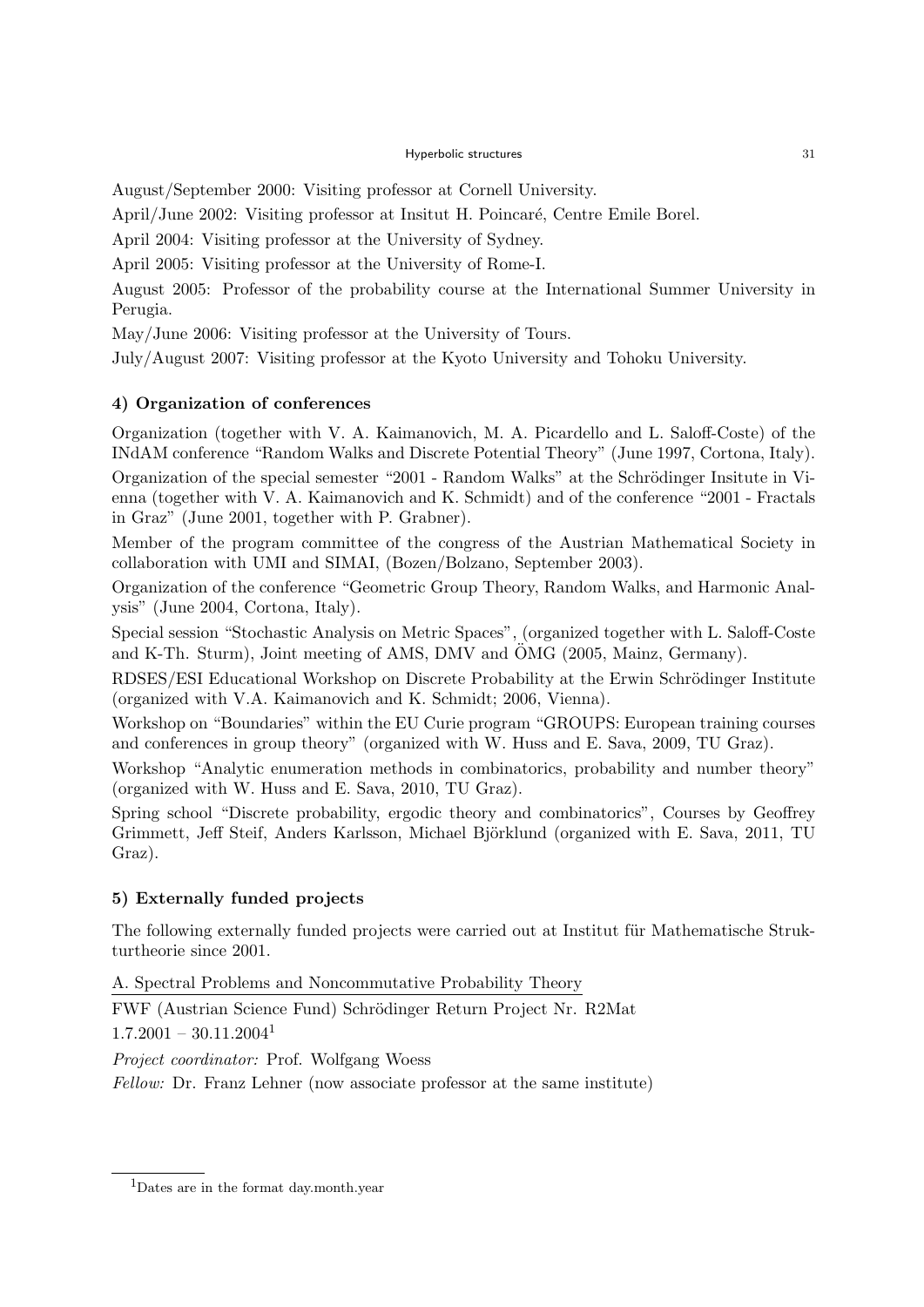August/September 2000: Visiting professor at Cornell University.

April/June 2002: Visiting professor at Insitut H. Poincaré, Centre Emile Borel.

April 2004: Visiting professor at the University of Sydney.

April 2005: Visiting professor at the University of Rome-I.

August 2005: Professor of the probability course at the International Summer University in Perugia.

May/June 2006: Visiting professor at the University of Tours.

July/August 2007: Visiting professor at the Kyoto University and Tohoku University.

### 4) Organization of conferences

Organization (together with V. A. Kaimanovich, M. A. Picardello and L. Saloff-Coste) of the INdAM conference "Random Walks and Discrete Potential Theory" (June 1997, Cortona, Italy).

Organization of the special semester "2001 - Random Walks" at the Schrödinger Insitute in Vienna (together with V. A. Kaimanovich and K. Schmidt) and of the conference "2001 - Fractals in Graz" (June 2001, together with P. Grabner).

Member of the program committee of the congress of the Austrian Mathematical Society in collaboration with UMI and SIMAI, (Bozen/Bolzano, September 2003).

Organization of the conference "Geometric Group Theory, Random Walks, and Harmonic Analysis" (June 2004, Cortona, Italy).

Special session "Stochastic Analysis on Metric Spaces", (organized together with L. Saloff-Coste and K-Th. Sturm), Joint meeting of AMS, DMV and ÖMG (2005, Mainz, Germany).

RDSES/ESI Educational Workshop on Discrete Probability at the Erwin Schrödinger Institute (organized with V.A. Kaimanovich and K. Schmidt; 2006, Vienna).

Workshop on "Boundaries" within the EU Curie program "GROUPS: European training courses and conferences in group theory" (organized with W. Huss and E. Sava, 2009, TU Graz).

Workshop "Analytic enumeration methods in combinatorics, probability and number theory" (organized with W. Huss and E. Sava, 2010, TU Graz).

Spring school "Discrete probability, ergodic theory and combinatorics", Courses by Geoffrey Grimmett, Jeff Steif, Anders Karlsson, Michael Björklund (organized with E. Sava, 2011, TU Graz).

### 5) Externally funded projects

The following externally funded projects were carried out at Institut für Mathematische Strukturtheorie since 2001.

A. Spectral Problems and Noncommutative Probability Theory

FWF (Austrian Science Fund) Schrödinger Return Project Nr. R2Mat

1.7.2001 – 30.11.2004[1]

*Project coordinator:* Prof. Wolfgang Woess

*Fellow:* Dr. Franz Lehner (now associate professor at the same institute)

[1]Dates are in the format day.month.year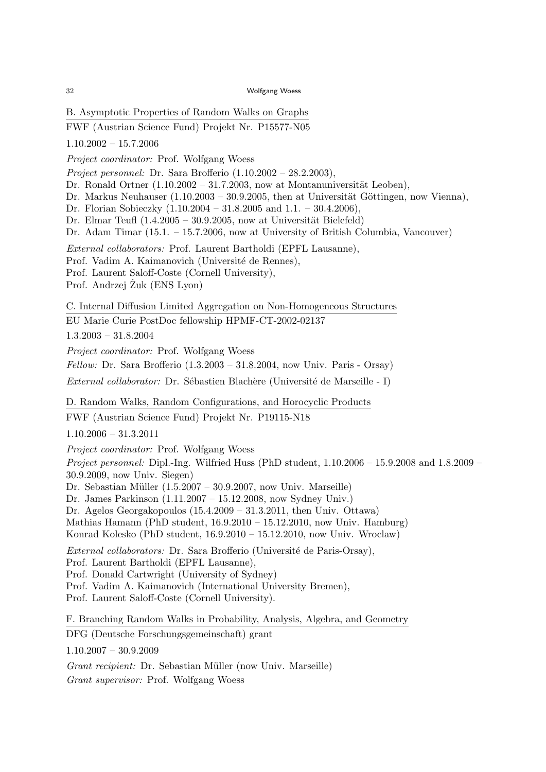B. Asymptotic Properties of Random Walks on Graphs

FWF (Austrian Science Fund) Projekt Nr. P15577-N05

1.10.2002 – 15.7.2006

*Project coordinator:* Prof. Wolfgang Woess

*Project personnel:* Dr. Sara Brofferio (1.10.2002 – 28.2.2003),
Dr. Ronald Ortner (1.10.2002 – 31.7.2003, now at Montanuniversität Leoben),
Dr. Markus Neuhauser (1.10.2003 – 30.9.2005, then at Universität Göttingen, now Vienna),
Dr. Florian Sobieczky (1.10.2004 – 31.8.2005 and 1.1. – 30.4.2006),
Dr. Elmar Teufl (1.4.2005 – 30.9.2005, now at Universität Bielefeld)
Dr. Adam Timar (15.1. – 15.7.2006, now at University of British Columbia, Vancouver)

*External collaborators:* Prof. Laurent Bartholdi (EPFL Lausanne),
Prof. Vadim A. Kaimanovich (Université de Rennes),
Prof. Laurent Saloff-Coste (Cornell University),
Prof. Andrzej Żuk (ENS Lyon)

C. Internal Diffusion Limited Aggregation on Non-Homogeneous Structures

EU Marie Curie PostDoc fellowship HPMF-CT-2002-02137

1.3.2003 – 31.8.2004

*Project coordinator:* Prof. Wolfgang Woess

*Fellow:* Dr. Sara Brofferio (1.3.2003 – 31.8.2004, now Univ. Paris - Orsay)

*External collaborator:* Dr. Sébastien Blachère (Université de Marseille - I)

D. Random Walks, Random Configurations, and Horocyclic Products

FWF (Austrian Science Fund) Projekt Nr. P19115-N18

1.10.2006 – 31.3.2011

*Project coordinator:* Prof. Wolfgang Woess

*Project personnel:* Dipl.-Ing. Wilfried Huss (PhD student, 1.10.2006 – 15.9.2008 and 1.8.2009 – 30.9.2009, now Univ. Siegen)
Dr. Sebastian Müller (1.5.2007 – 30.9.2007, now Univ. Marseille)
Dr. James Parkinson (1.11.2007 – 15.12.2008, now Sydney Univ.)
Dr. Agelos Georgakopoulos (15.4.2009 – 31.3.2011, then Univ. Ottawa)
Mathias Hamann (PhD student, 16.9.2010 – 15.12.2010, now Univ. Hamburg)
Konrad Kolesko (PhD student, 16.9.2010 – 15.12.2010, now Univ. Wroclaw)

*External collaborators:* Dr. Sara Brofferio (Université de Paris-Orsay),
Prof. Laurent Bartholdi (EPFL Lausanne),
Prof. Donald Cartwright (University of Sydney)
Prof. Vadim A. Kaimanovich (International University Bremen),
Prof. Laurent Saloff-Coste (Cornell University).

F. Branching Random Walks in Probability, Analysis, Algebra, and Geometry

DFG (Deutsche Forschungsgemeinschaft) grant

1.10.2007 – 30.9.2009

*Grant recipient:* Dr. Sebastian Müller (now Univ. Marseille)

*Grant supervisor:* Prof. Wolfgang Woess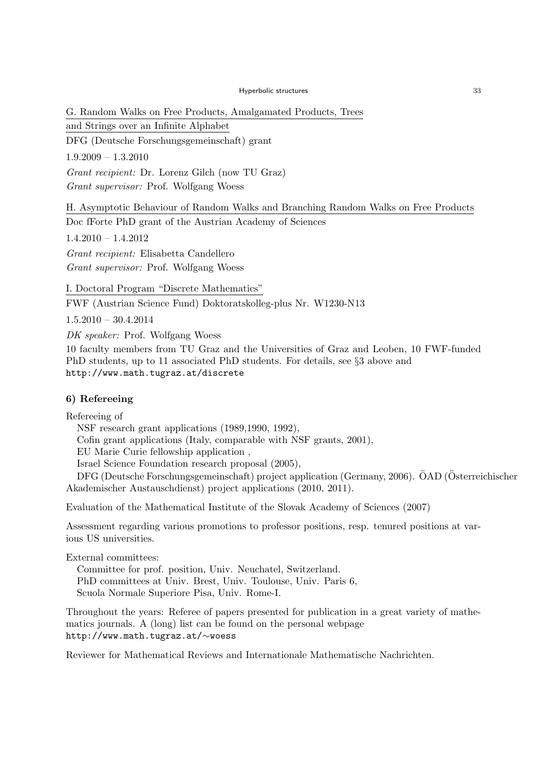G. Random Walks on Free Products, Amalgamated Products, Trees and Strings over an Infinite Alphabet

DFG (Deutsche Forschungsgemeinschaft) grant

1.9.2009 – 1.3.2010

*Grant recipient:* Dr. Lorenz Gilch (now TU Graz)

*Grant supervisor:* Prof. Wolfgang Woess

H. Asymptotic Behaviour of Random Walks and Branching Random Walks on Free Products

Doc fForte PhD grant of the Austrian Academy of Sciences

1.4.2010 – 1.4.2012

*Grant recipient:* Elisabetta Candellero

*Grant supervisor:* Prof. Wolfgang Woess

I. Doctoral Program "Discrete Mathematics"

FWF (Austrian Science Fund) Doktoratskolleg-plus Nr. W1230-N13

1.5.2010 – 30.4.2014

*DK speaker:* Prof. Wolfgang Woess

10 faculty members from TU Graz and the Universities of Graz and Leoben, 10 FWF-funded PhD students, up to 11 associated PhD students. For details, see §3 above and http://www.math.tugraz.at/discrete

### 6) Refereeing

Refereeing of

NSF research grant applications (1989,1990, 1992),
Cofin grant applications (Italy, comparable with NSF grants, 2001),
EU Marie Curie fellowship application ,
Israel Science Foundation research proposal (2005),
DFG (Deutsche Forschungsgemeinschaft) project application (Germany, 2006). ÖAD (Österreichischer Akademischer Austauschdienst) project applications (2010, 2011).

Evaluation of the Mathematical Institute of the Slovak Academy of Sciences (2007)

Assessment regarding various promotions to professor positions, resp. tenured positions at various US universities.

External committees:

Committee for prof. position, Univ. Neuchatel, Switzerland.
PhD committees at Univ. Brest, Univ. Toulouse, Univ. Paris 6,
Scuola Normale Superiore Pisa, Univ. Rome-I.

Throughout the years: Referee of papers presented for publication in a great variety of mathematics journals. A (long) list can be found on the personal webpage http://www.math.tugraz.at/∼woess

Reviewer for Mathematical Reviews and Internationale Mathematische Nachrichten.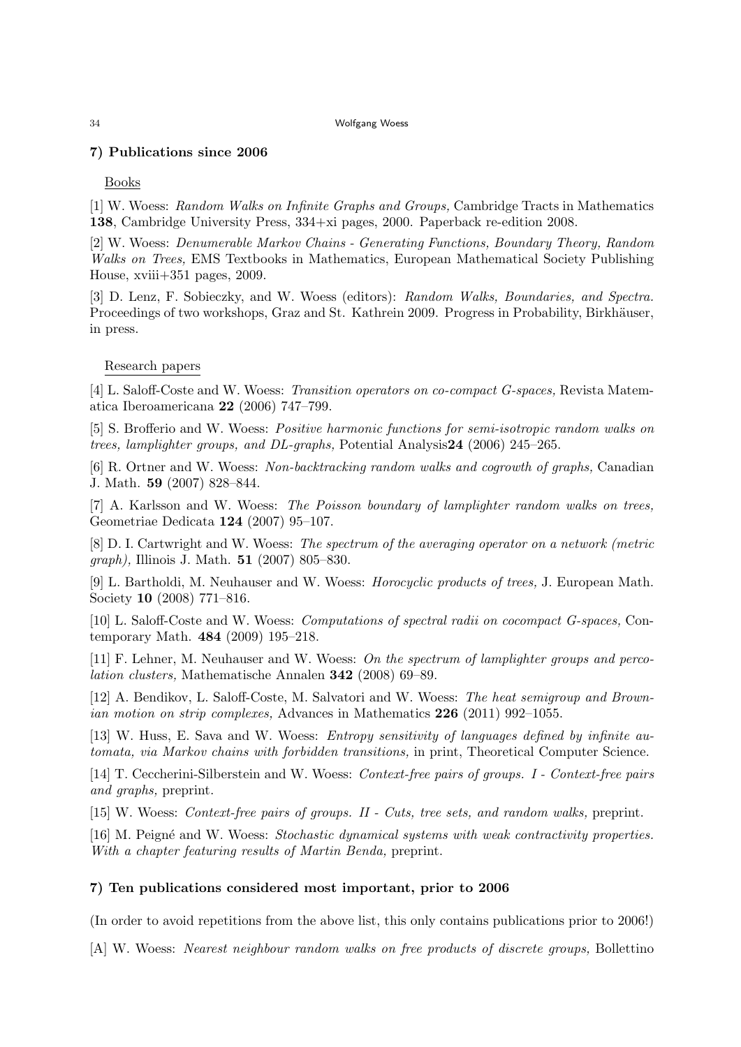### 7) Publications since 2006

Books

[1] W. Woess: *Random Walks on Infinite Graphs and Groups,* Cambridge Tracts in Mathematics **138**, Cambridge University Press, 334+xi pages, 2000. Paperback re-edition 2008.

[2] W. Woess: *Denumerable Markov Chains - Generating Functions, Boundary Theory, Random Walks on Trees,* EMS Textbooks in Mathematics, European Mathematical Society Publishing House, xviii+351 pages, 2009.

[3] D. Lenz, F. Sobieczky, and W. Woess (editors): *Random Walks, Boundaries, and Spectra.* Proceedings of two workshops, Graz and St. Kathrein 2009. Progress in Probability, Birkhäuser, in press.

Research papers

[4] L. Saloff-Coste and W. Woess: *Transition operators on co-compact G-spaces,* Revista Matematica Iberoamericana **22** (2006) 747–799.

[5] S. Brofferio and W. Woess: *Positive harmonic functions for semi-isotropic random walks on trees, lamplighter groups, and DL-graphs,* Potential Analysis**24** (2006) 245–265.

[6] R. Ortner and W. Woess: *Non-backtracking random walks and cogrowth of graphs,* Canadian J. Math. **59** (2007) 828–844.

[7] A. Karlsson and W. Woess: *The Poisson boundary of lamplighter random walks on trees,* Geometriae Dedicata **124** (2007) 95–107.

[8] D. I. Cartwright and W. Woess: *The spectrum of the averaging operator on a network (metric graph),* Illinois J. Math. **51** (2007) 805–830.

[9] L. Bartholdi, M. Neuhauser and W. Woess: *Horocyclic products of trees,* J. European Math. Society **10** (2008) 771–816.

[10] L. Saloff-Coste and W. Woess: *Computations of spectral radii on cocompact G-spaces,* Contemporary Math. **484** (2009) 195–218.

[11] F. Lehner, M. Neuhauser and W. Woess: *On the spectrum of lamplighter groups and percolation clusters*, Mathematische Annalen **342** (2008) 69–89.

[12] A. Bendikov, L. Saloff-Coste, M. Salvatori and W. Woess: *The heat semigroup and Brownian motion on strip complexes,* Advances in Mathematics **226** (2011) 992–1055.

[13] W. Huss, E. Sava and W. Woess: *Entropy sensitivity of languages defined by infinite automata, via Markov chains with forbidden transitions,* in print, Theoretical Computer Science.

[14] T. Ceccherini-Silberstein and W. Woess: *Context-free pairs of groups. I - Context-free pairs and graphs,* preprint.

[15] W. Woess: *Context-free pairs of groups. II - Cuts, tree sets, and random walks,* preprint.

[16] M. Peigné and W. Woess: *Stochastic dynamical systems with weak contractivity properties. With a chapter featuring results of Martin Benda,* preprint.

### 7) Ten publications considered most important, prior to 2006

(In order to avoid repetitions from the above list, this only contains publications prior to 2006!)

[A] W. Woess: *Nearest neighbour random walks on free products of discrete groups,* Bollettino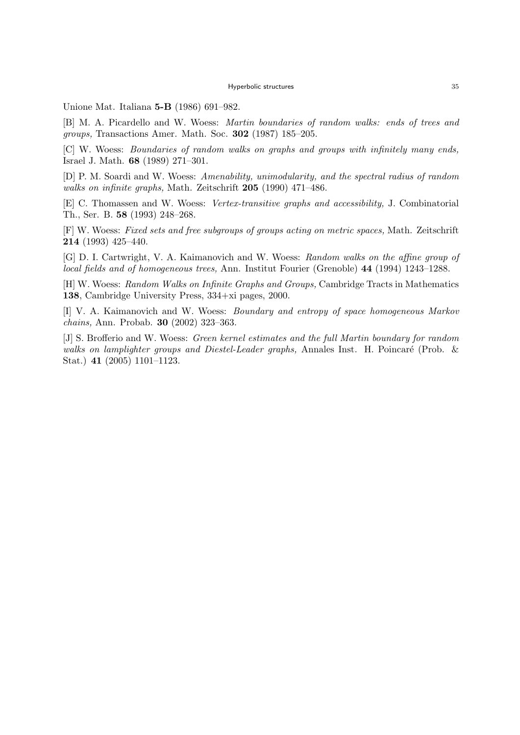Unione Mat. Italiana **5-B** (1986) 691–982.

[B] M. A. Picardello and W. Woess: *Martin boundaries of random walks: ends of trees and groups,* Transactions Amer. Math. Soc. **302** (1987) 185–205.

[C] W. Woess: *Boundaries of random walks on graphs and groups with infinitely many ends,* Israel J. Math. **68** (1989) 271–301.

[D] P. M. Soardi and W. Woess: *Amenability, unimodularity, and the spectral radius of random walks on infinite graphs,* Math. Zeitschrift **205** (1990) 471–486.

[E] C. Thomassen and W. Woess: *Vertex-transitive graphs and accessibility,* J. Combinatorial Th., Ser. B. **58** (1993) 248–268.

[F] W. Woess: *Fixed sets and free subgroups of groups acting on metric spaces,* Math. Zeitschrift **214** (1993) 425–440.

[G] D. I. Cartwright, V. A. Kaimanovich and W. Woess: *Random walks on the affine group of local fields and of homogeneous trees,* Ann. Institut Fourier (Grenoble) **44** (1994) 1243–1288.

[H] W. Woess: *Random Walks on Infinite Graphs and Groups,* Cambridge Tracts in Mathematics **138**, Cambridge University Press, 334+xi pages, 2000.

[I] V. A. Kaimanovich and W. Woess: *Boundary and entropy of space homogeneous Markov chains,* Ann. Probab. **30** (2002) 323–363.

[J] S. Brofferio and W. Woess: *Green kernel estimates and the full Martin boundary for random walks on lamplighter groups and Diestel-Leader graphs,* Annales Inst. H. Poincaré (Prob. & Stat.) **41** (2005) 1101–1123.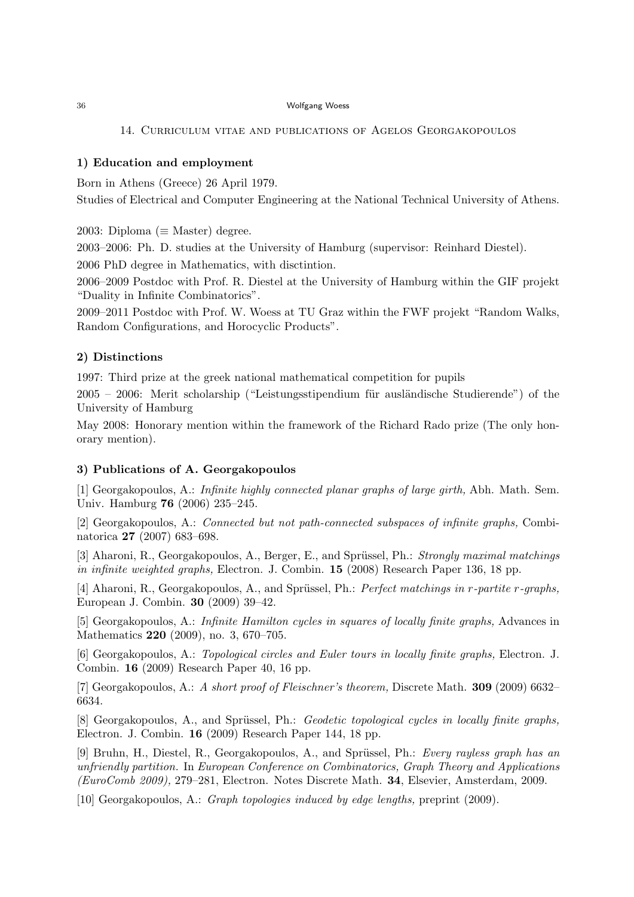## 14. Curriculum vitae and publications of Agelos Georgakopoulos

### 1) Education and employment

Born in Athens (Greece) 26 April 1979.

Studies of Electrical and Computer Engineering at the National Technical University of Athens.

2003: Diploma ($\equiv$ Master) degree.

2003–2006: Ph. D. studies at the University of Hamburg (supervisor: Reinhard Diestel).

2006 PhD degree in Mathematics, with disctintion.

2006–2009 Postdoc with Prof. R. Diestel at the University of Hamburg within the GIF projekt "Duality in Infinite Combinatorics".

2009–2011 Postdoc with Prof. W. Woess at TU Graz within the FWF projekt "Random Walks, Random Configurations, and Horocyclic Products".

### 2) Distinctions

1997: Third prize at the greek national mathematical competition for pupils

2005 – 2006: Merit scholarship ("Leistungsstipendium für ausländische Studierende") of the University of Hamburg

May 2008: Honorary mention within the framework of the Richard Rado prize (The only honorary mention).

### 3) Publications of A. Georgakopoulos

[1] Georgakopoulos, A.: *Infinite highly connected planar graphs of large girth,* Abh. Math. Sem. Univ. Hamburg **76** (2006) 235–245.

[2] Georgakopoulos, A.: *Connected but not path-connected subspaces of infinite graphs,* Combinatorica **27** (2007) 683–698.

[3] Aharoni, R., Georgakopoulos, A., Berger, E., and Sprüssel, Ph.: *Strongly maximal matchings in infinite weighted graphs,* Electron. J. Combin. **15** (2008) Research Paper 136, 18 pp.

[4] Aharoni, R., Georgakopoulos, A., and Sprüssel, Ph.: *Perfect matchings in $r$-partite $r$-graphs,* European J. Combin. **30** (2009) 39–42.

[5] Georgakopoulos, A.: *Infinite Hamilton cycles in squares of locally finite graphs,* Advances in Mathematics **220** (2009), no. 3, 670–705.

[6] Georgakopoulos, A.: *Topological circles and Euler tours in locally finite graphs,* Electron. J. Combin. **16** (2009) Research Paper 40, 16 pp.

[7] Georgakopoulos, A.: *A short proof of Fleischner's theorem,* Discrete Math. **309** (2009) 6632–6634.

[8] Georgakopoulos, A., and Sprüssel, Ph.: *Geodetic topological cycles in locally finite graphs,* Electron. J. Combin. **16** (2009) Research Paper 144, 18 pp.

[9] Bruhn, H., Diestel, R., Georgakopoulos, A., and Sprüssel, Ph.: *Every rayless graph has an unfriendly partition.* In *European Conference on Combinatorics, Graph Theory and Applications (EuroComb 2009),* 279–281, Electron. Notes Discrete Math. **34**, Elsevier, Amsterdam, 2009.

[10] Georgakopoulos, A.: *Graph topologies induced by edge lengths,* preprint (2009).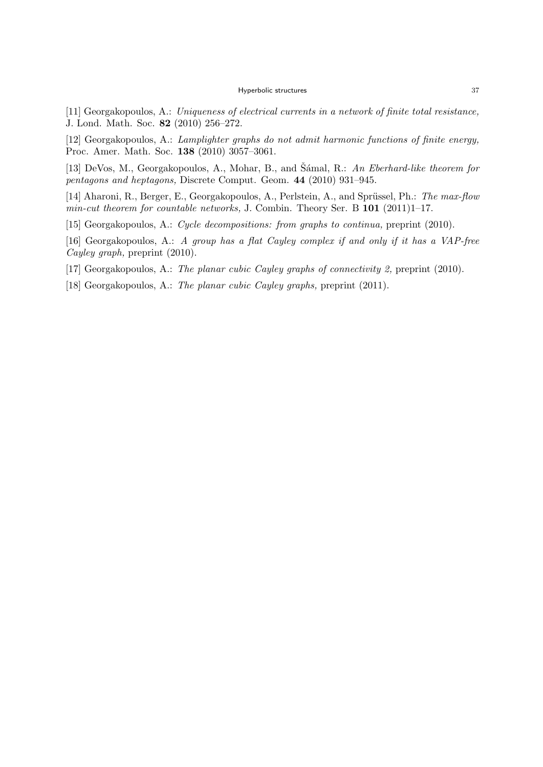[11] Georgakopoulos, A.: *Uniqueness of electrical currents in a network of finite total resistance,* J. Lond. Math. Soc. **82** (2010) 256–272.

[12] Georgakopoulos, A.: *Lamplighter graphs do not admit harmonic functions of finite energy,* Proc. Amer. Math. Soc. **138** (2010) 3057–3061.

[13] DeVos, M., Georgakopoulos, A., Mohar, B., and Šámal, R.: *An Eberhard-like theorem for pentagons and heptagons,* Discrete Comput. Geom. **44** (2010) 931–945.

[14] Aharoni, R., Berger, E., Georgakopoulos, A., Perlstein, A., and Sprüssel, Ph.: *The max-flow min-cut theorem for countable networks,* J. Combin. Theory Ser. B **101** (2011)1–17.

[15] Georgakopoulos, A.: *Cycle decompositions: from graphs to continua,* preprint (2010).

[16] Georgakopoulos, A.: *A group has a flat Cayley complex if and only if it has a VAP-free Cayley graph,* preprint (2010).

[17] Georgakopoulos, A.: *The planar cubic Cayley graphs of connectivity 2,* preprint (2010).

[18] Georgakopoulos, A.: *The planar cubic Cayley graphs,* preprint (2011).